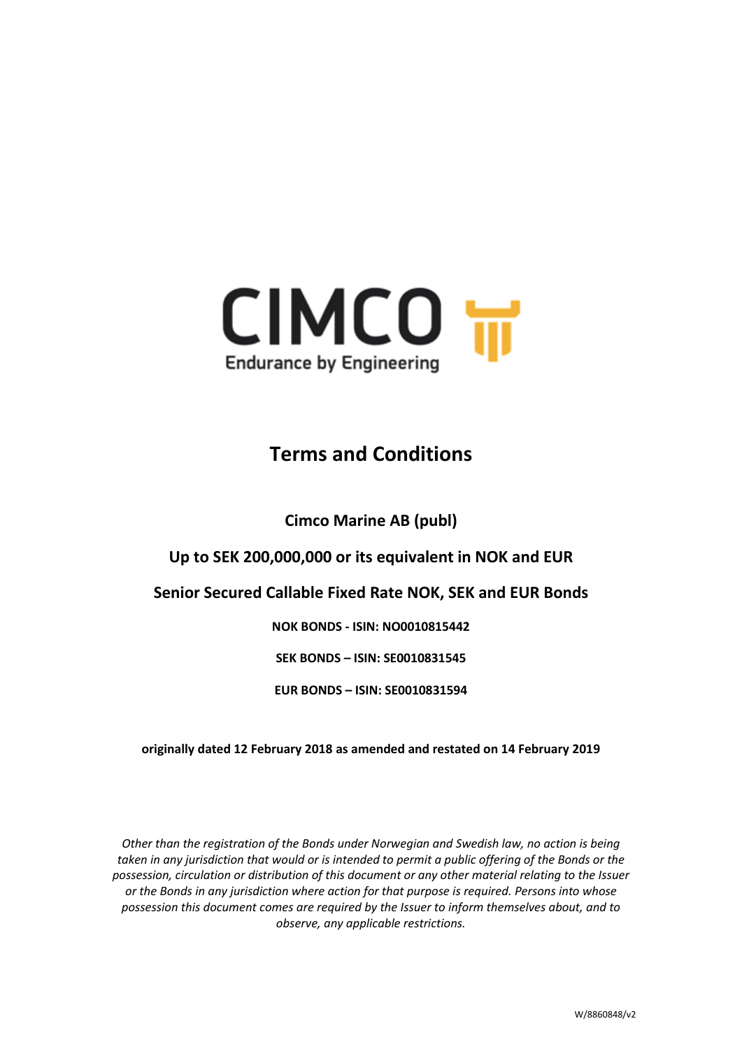CIMCO

Endurance by Engineering

# Terms and Conditions

**Cimco Marine AB (publ)**

**Up to SEK 200,000,000 or its equivalent in NOK and EUR**

**Senior Secured Callable Fixed Rate NOK, SEK and EUR Bonds**

**NOK BONDS - ISIN: NO0010815442**

**SEK BONDS – ISIN: SE0010831545**

**EUR BONDS – ISIN: SE0010831594**

**originally dated 12 February 2018 as amended and restated on 14 February 2019**

*Other than the registration of the Bonds under Norwegian and Swedish law, no action is being taken in any jurisdiction that would or is intended to permit a public offering of the Bonds or the possession, circulation or distribution of this document or any other material relating to the Issuer or the Bonds in any jurisdiction where action for that purpose is required. Persons into whose possession this document comes are required by the Issuer to inform themselves about, and to observe, any applicable restrictions.*

W/8860848/v2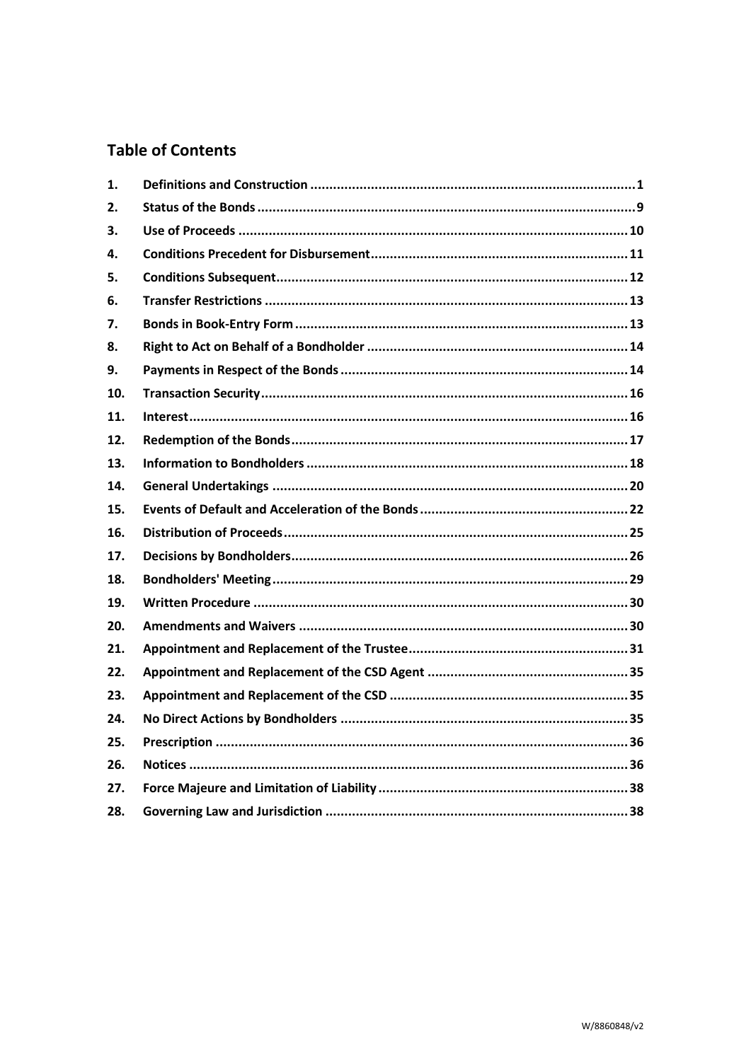## Table of Contents

| | | |
|---|---|---|
| 1. | Definitions and Construction | 1 |
| 2. | Status of the Bonds | 9 |
| 3. | Use of Proceeds | 10 |
| 4. | Conditions Precedent for Disbursement | 11 |
| 5. | Conditions Subsequent | 12 |
| 6. | Transfer Restrictions | 13 |
| 7. | Bonds in Book-Entry Form | 13 |
| 8. | Right to Act on Behalf of a Bondholder | 14 |
| 9. | Payments in Respect of the Bonds | 14 |
| 10. | Transaction Security | 16 |
| 11. | Interest | 16 |
| 12. | Redemption of the Bonds | 17 |
| 13. | Information to Bondholders | 18 |
| 14. | General Undertakings | 20 |
| 15. | Events of Default and Acceleration of the Bonds | 22 |
| 16. | Distribution of Proceeds | 25 |
| 17. | Decisions by Bondholders | 26 |
| 18. | Bondholders' Meeting | 29 |
| 19. | Written Procedure | 30 |
| 20. | Amendments and Waivers | 30 |
| 21. | Appointment and Replacement of the Trustee | 31 |
| 22. | Appointment and Replacement of the CSD Agent | 35 |
| 23. | Appointment and Replacement of the CSD | 35 |
| 24. | No Direct Actions by Bondholders | 35 |
| 25. | Prescription | 36 |
| 26. | Notices | 36 |
| 27. | Force Majeure and Limitation of Liability | 38 |
| 28. | Governing Law and Jurisdiction | 38 |

W/8860848/v2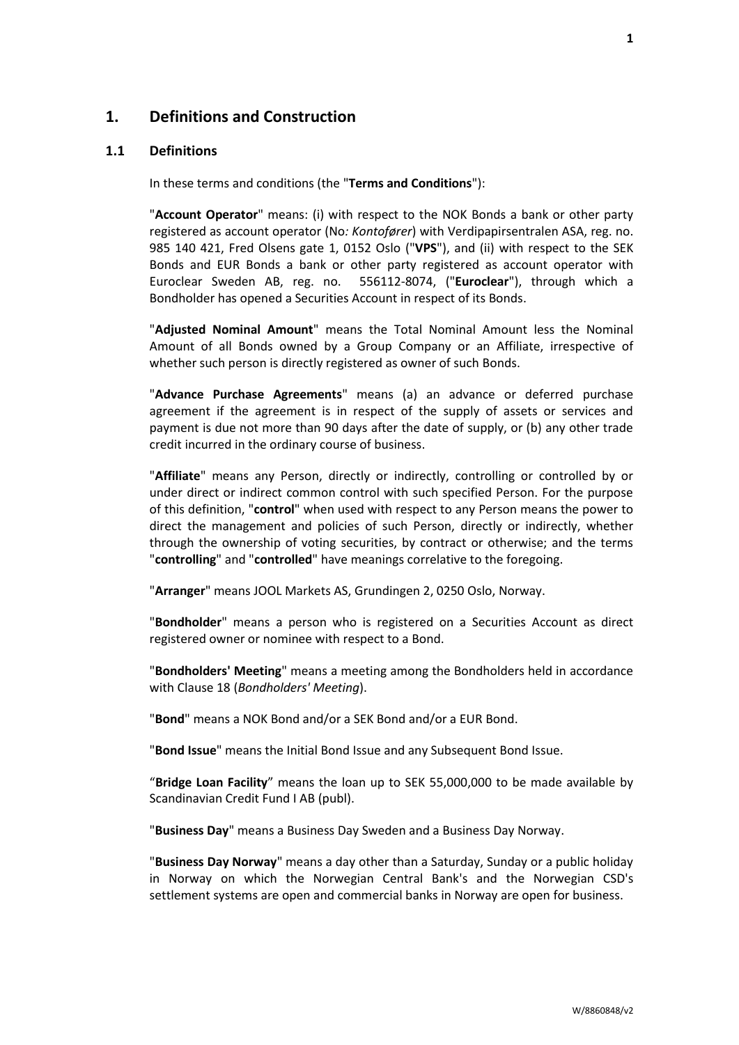# 1. Definitions and Construction

## 1.1 Definitions

In these terms and conditions (the "**Terms and Conditions**"):

"**Account Operator**" means: (i) with respect to the NOK Bonds a bank or other party registered as account operator (No*: Kontofører*) with Verdipapirsentralen ASA, reg. no. 985 140 421, Fred Olsens gate 1, 0152 Oslo ("**VPS**"), and (ii) with respect to the SEK Bonds and EUR Bonds a bank or other party registered as account operator with Euroclear Sweden AB, reg. no. 556112-8074, ("**Euroclear**"), through which a Bondholder has opened a Securities Account in respect of its Bonds.

"**Adjusted Nominal Amount**" means the Total Nominal Amount less the Nominal Amount of all Bonds owned by a Group Company or an Affiliate, irrespective of whether such person is directly registered as owner of such Bonds.

"**Advance Purchase Agreements**" means (a) an advance or deferred purchase agreement if the agreement is in respect of the supply of assets or services and payment is due not more than 90 days after the date of supply, or (b) any other trade credit incurred in the ordinary course of business.

"**Affiliate**" means any Person, directly or indirectly, controlling or controlled by or under direct or indirect common control with such specified Person. For the purpose of this definition, "**control**" when used with respect to any Person means the power to direct the management and policies of such Person, directly or indirectly, whether through the ownership of voting securities, by contract or otherwise; and the terms "**controlling**" and "**controlled**" have meanings correlative to the foregoing.

"**Arranger**" means JOOL Markets AS, Grundingen 2, 0250 Oslo, Norway.

"**Bondholder**" means a person who is registered on a Securities Account as direct registered owner or nominee with respect to a Bond.

"**Bondholders' Meeting**" means a meeting among the Bondholders held in accordance with Clause 18 (*Bondholders' Meeting*).

"**Bond**" means a NOK Bond and/or a SEK Bond and/or a EUR Bond.

"**Bond Issue**" means the Initial Bond Issue and any Subsequent Bond Issue.

"**Bridge Loan Facility**" means the loan up to SEK 55,000,000 to be made available by Scandinavian Credit Fund I AB (publ).

"**Business Day**" means a Business Day Sweden and a Business Day Norway.

"**Business Day Norway**" means a day other than a Saturday, Sunday or a public holiday in Norway on which the Norwegian Central Bank's and the Norwegian CSD's settlement systems are open and commercial banks in Norway are open for business.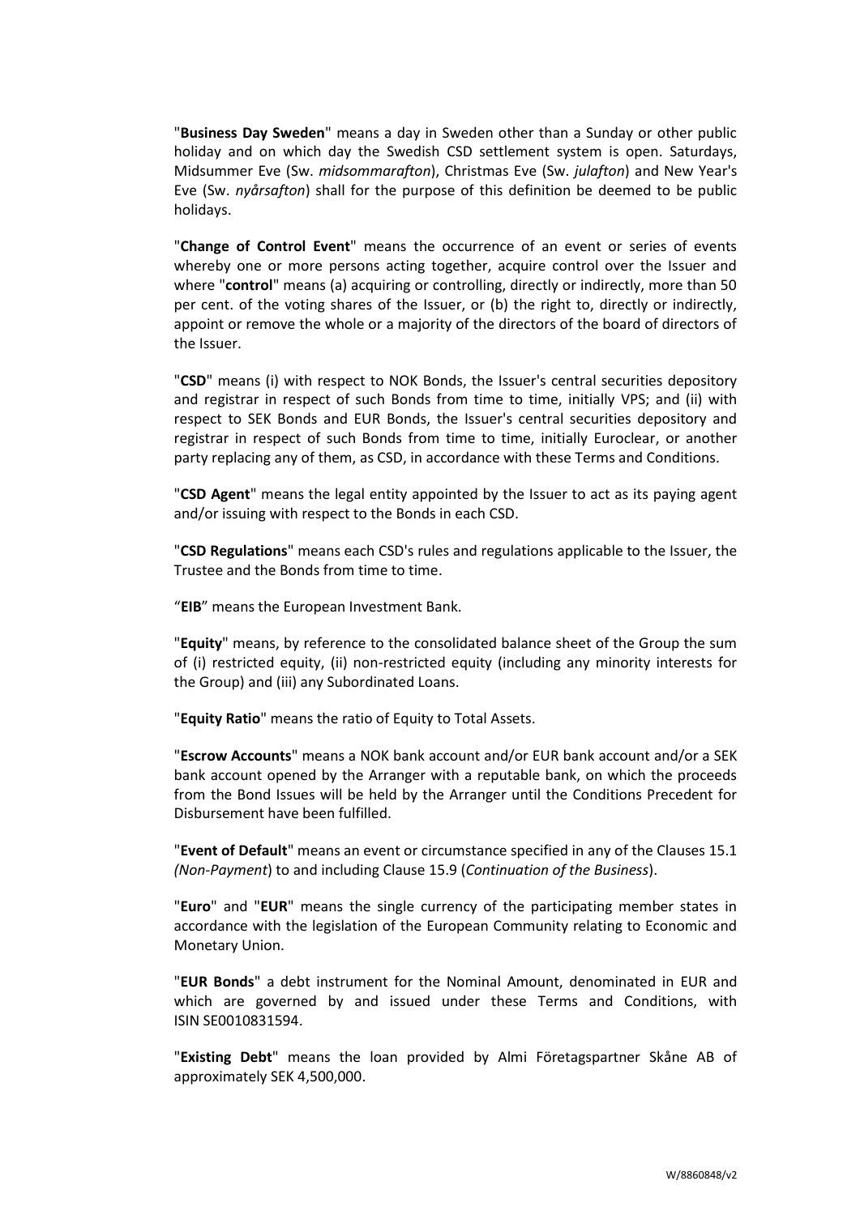"**Business Day Sweden**" means a day in Sweden other than a Sunday or other public holiday and on which day the Swedish CSD settlement system is open. Saturdays, Midsummer Eve (Sw. *midsommarafton*), Christmas Eve (Sw. *julafton*) and New Year's Eve (Sw. *nyårsafton*) shall for the purpose of this definition be deemed to be public holidays.

"**Change of Control Event**" means the occurrence of an event or series of events whereby one or more persons acting together, acquire control over the Issuer and where "**control**" means (a) acquiring or controlling, directly or indirectly, more than 50 per cent. of the voting shares of the Issuer, or (b) the right to, directly or indirectly, appoint or remove the whole or a majority of the directors of the board of directors of the Issuer.

"**CSD**" means (i) with respect to NOK Bonds, the Issuer's central securities depository and registrar in respect of such Bonds from time to time, initially VPS; and (ii) with respect to SEK Bonds and EUR Bonds, the Issuer's central securities depository and registrar in respect of such Bonds from time to time, initially Euroclear, or another party replacing any of them, as CSD, in accordance with these Terms and Conditions.

"**CSD Agent**" means the legal entity appointed by the Issuer to act as its paying agent and/or issuing with respect to the Bonds in each CSD.

"**CSD Regulations**" means each CSD's rules and regulations applicable to the Issuer, the Trustee and the Bonds from time to time.

"**EIB**" means the European Investment Bank.

"**Equity**" means, by reference to the consolidated balance sheet of the Group the sum of (i) restricted equity, (ii) non-restricted equity (including any minority interests for the Group) and (iii) any Subordinated Loans.

"**Equity Ratio**" means the ratio of Equity to Total Assets.

"**Escrow Accounts**" means a NOK bank account and/or EUR bank account and/or a SEK bank account opened by the Arranger with a reputable bank, on which the proceeds from the Bond Issues will be held by the Arranger until the Conditions Precedent for Disbursement have been fulfilled.

"**Event of Default**" means an event or circumstance specified in any of the Clauses 15.1 *(Non-Payment*) to and including Clause 15.9 (*Continuation of the Business*).

"**Euro**" and "**EUR**" means the single currency of the participating member states in accordance with the legislation of the European Community relating to Economic and Monetary Union.

"**EUR Bonds**" a debt instrument for the Nominal Amount, denominated in EUR and which are governed by and issued under these Terms and Conditions, with ISIN SE0010831594.

"**Existing Debt**" means the loan provided by Almi Företagspartner Skåne AB of approximately SEK 4,500,000.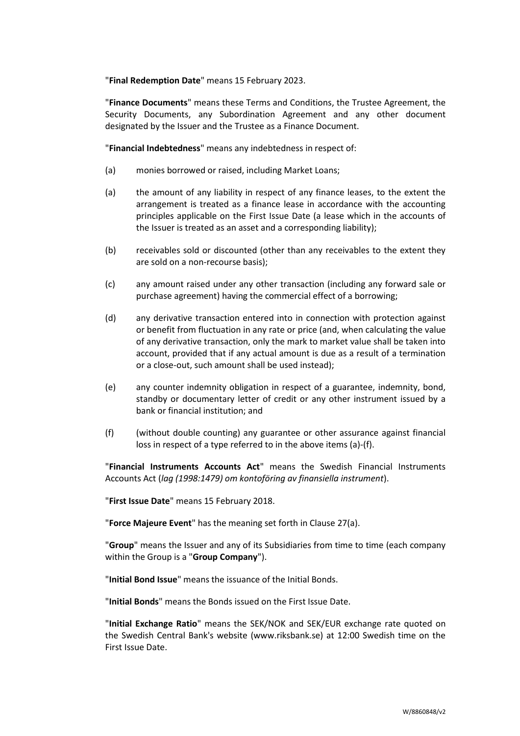"**Final Redemption Date**" means 15 February 2023.

"**Finance Documents**" means these Terms and Conditions, the Trustee Agreement, the Security Documents, any Subordination Agreement and any other document designated by the Issuer and the Trustee as a Finance Document.

"**Financial Indebtedness**" means any indebtedness in respect of:

(a) monies borrowed or raised, including Market Loans;

(a) the amount of any liability in respect of any finance leases, to the extent the arrangement is treated as a finance lease in accordance with the accounting principles applicable on the First Issue Date (a lease which in the accounts of the Issuer is treated as an asset and a corresponding liability);

(b) receivables sold or discounted (other than any receivables to the extent they are sold on a non-recourse basis);

(c) any amount raised under any other transaction (including any forward sale or purchase agreement) having the commercial effect of a borrowing;

(d) any derivative transaction entered into in connection with protection against or benefit from fluctuation in any rate or price (and, when calculating the value of any derivative transaction, only the mark to market value shall be taken into account, provided that if any actual amount is due as a result of a termination or a close-out, such amount shall be used instead);

(e) any counter indemnity obligation in respect of a guarantee, indemnity, bond, standby or documentary letter of credit or any other instrument issued by a bank or financial institution; and

(f) (without double counting) any guarantee or other assurance against financial loss in respect of a type referred to in the above items (a)-(f).

"**Financial Instruments Accounts Act**" means the Swedish Financial Instruments Accounts Act (*lag (1998:1479) om kontoföring av finansiella instrument*).

"**First Issue Date**" means 15 February 2018.

"**Force Majeure Event**" has the meaning set forth in Clause 27(a).

"**Group**" means the Issuer and any of its Subsidiaries from time to time (each company within the Group is a "**Group Company**").

"**Initial Bond Issue**" means the issuance of the Initial Bonds.

"**Initial Bonds**" means the Bonds issued on the First Issue Date.

"**Initial Exchange Ratio**" means the SEK/NOK and SEK/EUR exchange rate quoted on the Swedish Central Bank's website (www.riksbank.se) at 12:00 Swedish time on the First Issue Date.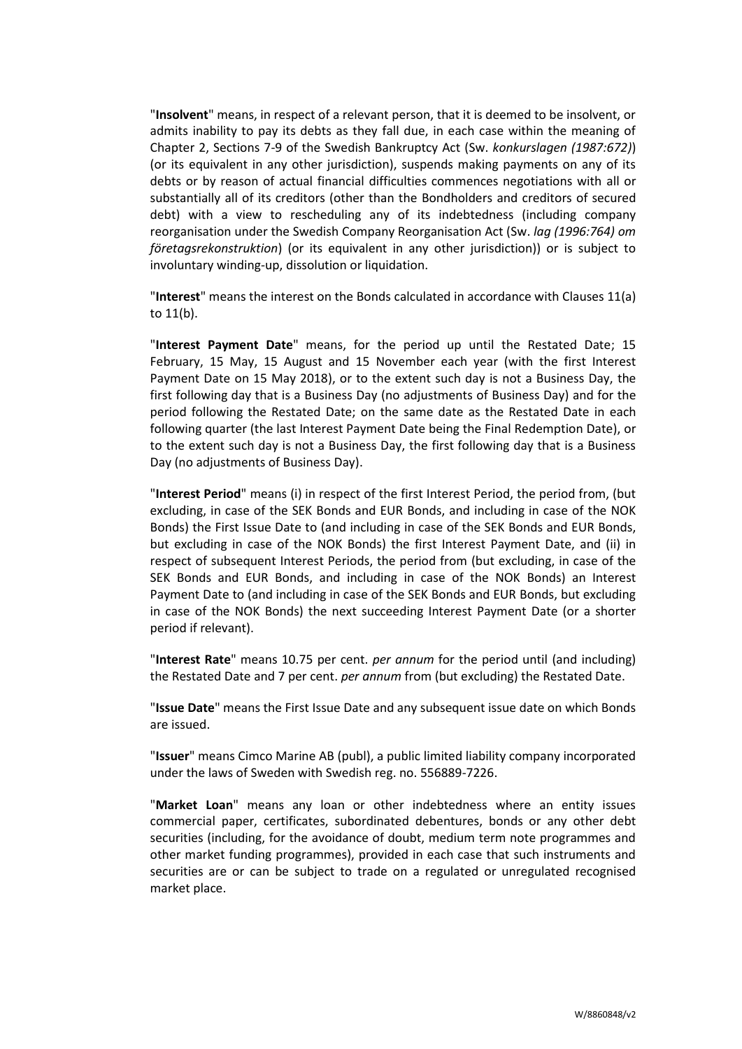"**Insolvent**" means, in respect of a relevant person, that it is deemed to be insolvent, or admits inability to pay its debts as they fall due, in each case within the meaning of Chapter 2, Sections 7-9 of the Swedish Bankruptcy Act (Sw. *konkurslagen (1987:672)*) (or its equivalent in any other jurisdiction), suspends making payments on any of its debts or by reason of actual financial difficulties commences negotiations with all or substantially all of its creditors (other than the Bondholders and creditors of secured debt) with a view to rescheduling any of its indebtedness (including company reorganisation under the Swedish Company Reorganisation Act (Sw. *lag (1996:764) om företagsrekonstruktion*) (or its equivalent in any other jurisdiction)) or is subject to involuntary winding-up, dissolution or liquidation.

"**Interest**" means the interest on the Bonds calculated in accordance with Clauses 11(a) to 11(b).

"**Interest Payment Date**" means, for the period up until the Restated Date; 15 February, 15 May, 15 August and 15 November each year (with the first Interest Payment Date on 15 May 2018), or to the extent such day is not a Business Day, the first following day that is a Business Day (no adjustments of Business Day) and for the period following the Restated Date; on the same date as the Restated Date in each following quarter (the last Interest Payment Date being the Final Redemption Date), or to the extent such day is not a Business Day, the first following day that is a Business Day (no adjustments of Business Day).

"**Interest Period**" means (i) in respect of the first Interest Period, the period from, (but excluding, in case of the SEK Bonds and EUR Bonds, and including in case of the NOK Bonds) the First Issue Date to (and including in case of the SEK Bonds and EUR Bonds, but excluding in case of the NOK Bonds) the first Interest Payment Date, and (ii) in respect of subsequent Interest Periods, the period from (but excluding, in case of the SEK Bonds and EUR Bonds, and including in case of the NOK Bonds) an Interest Payment Date to (and including in case of the SEK Bonds and EUR Bonds, but excluding in case of the NOK Bonds) the next succeeding Interest Payment Date (or a shorter period if relevant).

"**Interest Rate**" means 10.75 per cent. *per annum* for the period until (and including) the Restated Date and 7 per cent. *per annum* from (but excluding) the Restated Date.

"**Issue Date**" means the First Issue Date and any subsequent issue date on which Bonds are issued.

"**Issuer**" means Cimco Marine AB (publ), a public limited liability company incorporated under the laws of Sweden with Swedish reg. no. 556889-7226.

"**Market Loan**" means any loan or other indebtedness where an entity issues commercial paper, certificates, subordinated debentures, bonds or any other debt securities (including, for the avoidance of doubt, medium term note programmes and other market funding programmes), provided in each case that such instruments and securities are or can be subject to trade on a regulated or unregulated recognised market place.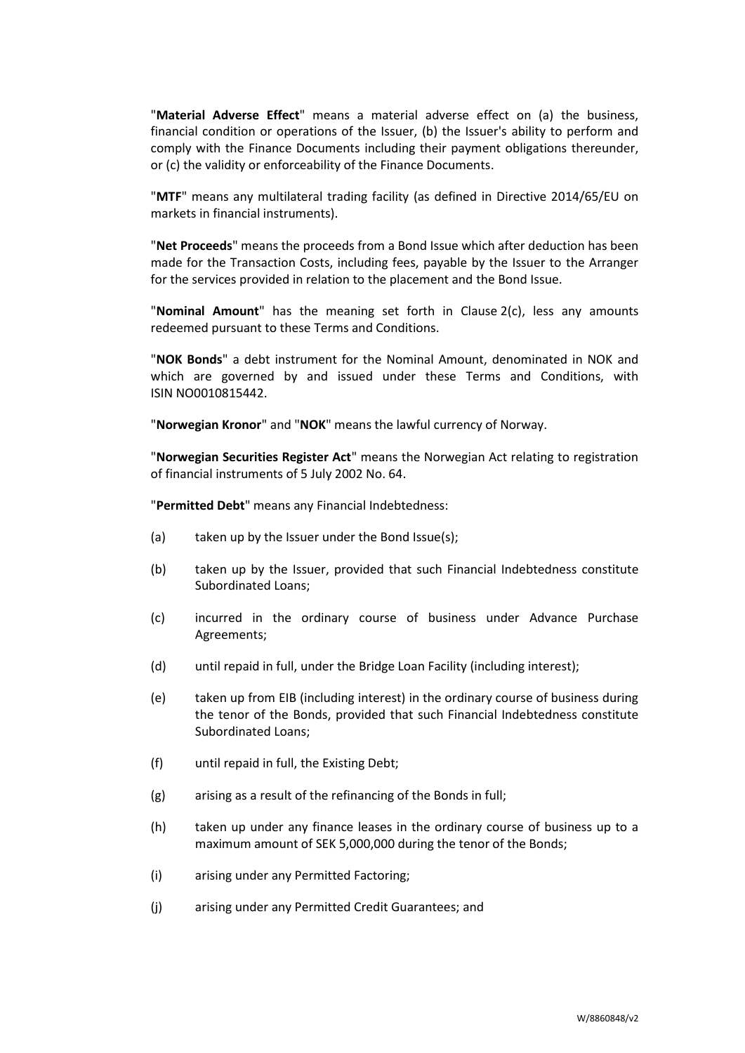"**Material Adverse Effect**" means a material adverse effect on (a) the business, financial condition or operations of the Issuer, (b) the Issuer's ability to perform and comply with the Finance Documents including their payment obligations thereunder, or (c) the validity or enforceability of the Finance Documents.

"**MTF**" means any multilateral trading facility (as defined in Directive 2014/65/EU on markets in financial instruments).

"**Net Proceeds**" means the proceeds from a Bond Issue which after deduction has been made for the Transaction Costs, including fees, payable by the Issuer to the Arranger for the services provided in relation to the placement and the Bond Issue.

"**Nominal Amount**" has the meaning set forth in Clause 2(c), less any amounts redeemed pursuant to these Terms and Conditions.

"**NOK Bonds**" a debt instrument for the Nominal Amount, denominated in NOK and which are governed by and issued under these Terms and Conditions, with ISIN NO0010815442.

"**Norwegian Kronor**" and "**NOK**" means the lawful currency of Norway.

"**Norwegian Securities Register Act**" means the Norwegian Act relating to registration of financial instruments of 5 July 2002 No. 64.

"**Permitted Debt**" means any Financial Indebtedness:

(a) taken up by the Issuer under the Bond Issue(s);

(b) taken up by the Issuer, provided that such Financial Indebtedness constitute Subordinated Loans;

(c) incurred in the ordinary course of business under Advance Purchase Agreements;

(d) until repaid in full, under the Bridge Loan Facility (including interest);

(e) taken up from EIB (including interest) in the ordinary course of business during the tenor of the Bonds, provided that such Financial Indebtedness constitute Subordinated Loans;

(f) until repaid in full, the Existing Debt;

(g) arising as a result of the refinancing of the Bonds in full;

(h) taken up under any finance leases in the ordinary course of business up to a maximum amount of SEK 5,000,000 during the tenor of the Bonds;

(i) arising under any Permitted Factoring;

(j) arising under any Permitted Credit Guarantees; and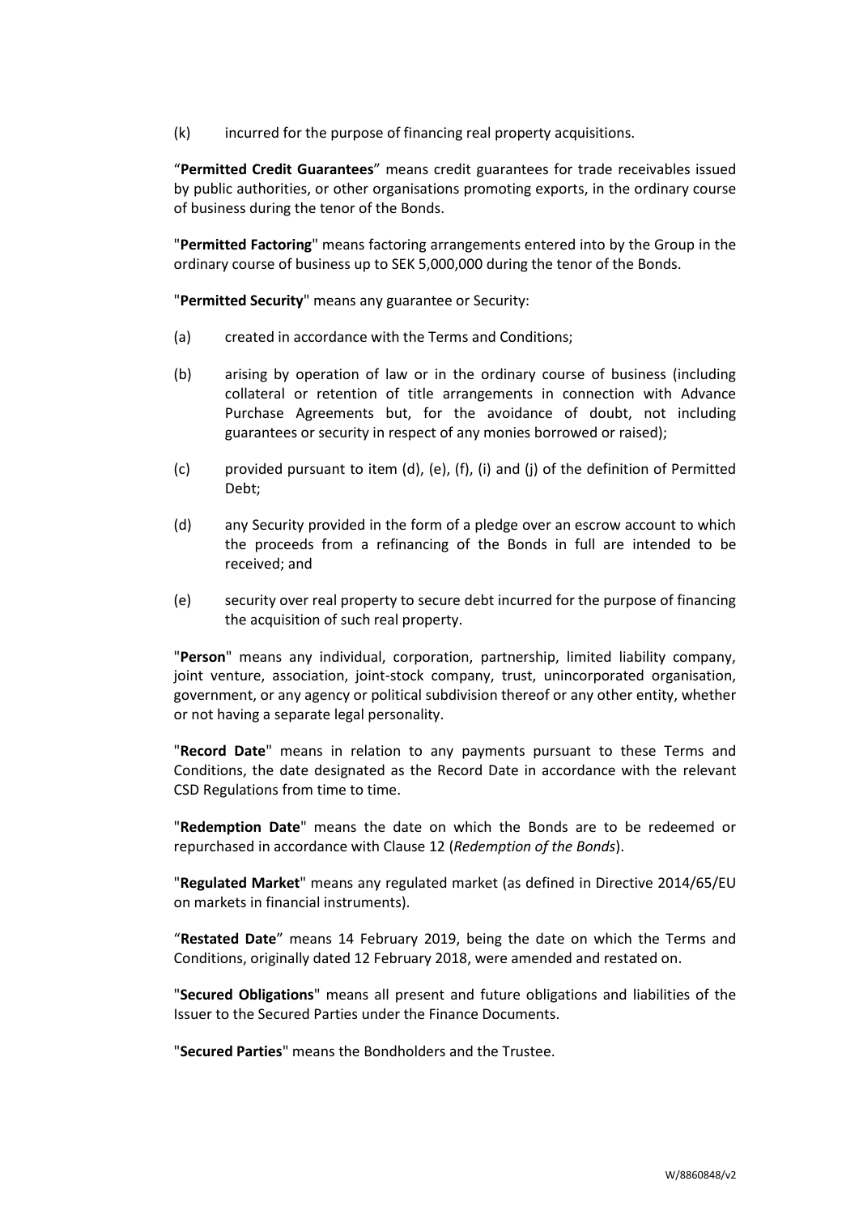(k) incurred for the purpose of financing real property acquisitions.

"**Permitted Credit Guarantees**" means credit guarantees for trade receivables issued by public authorities, or other organisations promoting exports, in the ordinary course of business during the tenor of the Bonds.

"**Permitted Factoring**" means factoring arrangements entered into by the Group in the ordinary course of business up to SEK 5,000,000 during the tenor of the Bonds.

"**Permitted Security**" means any guarantee or Security:

(a) created in accordance with the Terms and Conditions;

(b) arising by operation of law or in the ordinary course of business (including collateral or retention of title arrangements in connection with Advance Purchase Agreements but, for the avoidance of doubt, not including guarantees or security in respect of any monies borrowed or raised);

(c) provided pursuant to item (d), (e), (f), (i) and (j) of the definition of Permitted Debt;

(d) any Security provided in the form of a pledge over an escrow account to which the proceeds from a refinancing of the Bonds in full are intended to be received; and

(e) security over real property to secure debt incurred for the purpose of financing the acquisition of such real property.

"**Person**" means any individual, corporation, partnership, limited liability company, joint venture, association, joint-stock company, trust, unincorporated organisation, government, or any agency or political subdivision thereof or any other entity, whether or not having a separate legal personality.

"**Record Date**" means in relation to any payments pursuant to these Terms and Conditions, the date designated as the Record Date in accordance with the relevant CSD Regulations from time to time.

"**Redemption Date**" means the date on which the Bonds are to be redeemed or repurchased in accordance with Clause 12 (*Redemption of the Bonds*).

"**Regulated Market**" means any regulated market (as defined in Directive 2014/65/EU on markets in financial instruments).

"**Restated Date**" means 14 February 2019, being the date on which the Terms and Conditions, originally dated 12 February 2018, were amended and restated on.

"**Secured Obligations**" means all present and future obligations and liabilities of the Issuer to the Secured Parties under the Finance Documents.

"**Secured Parties**" means the Bondholders and the Trustee.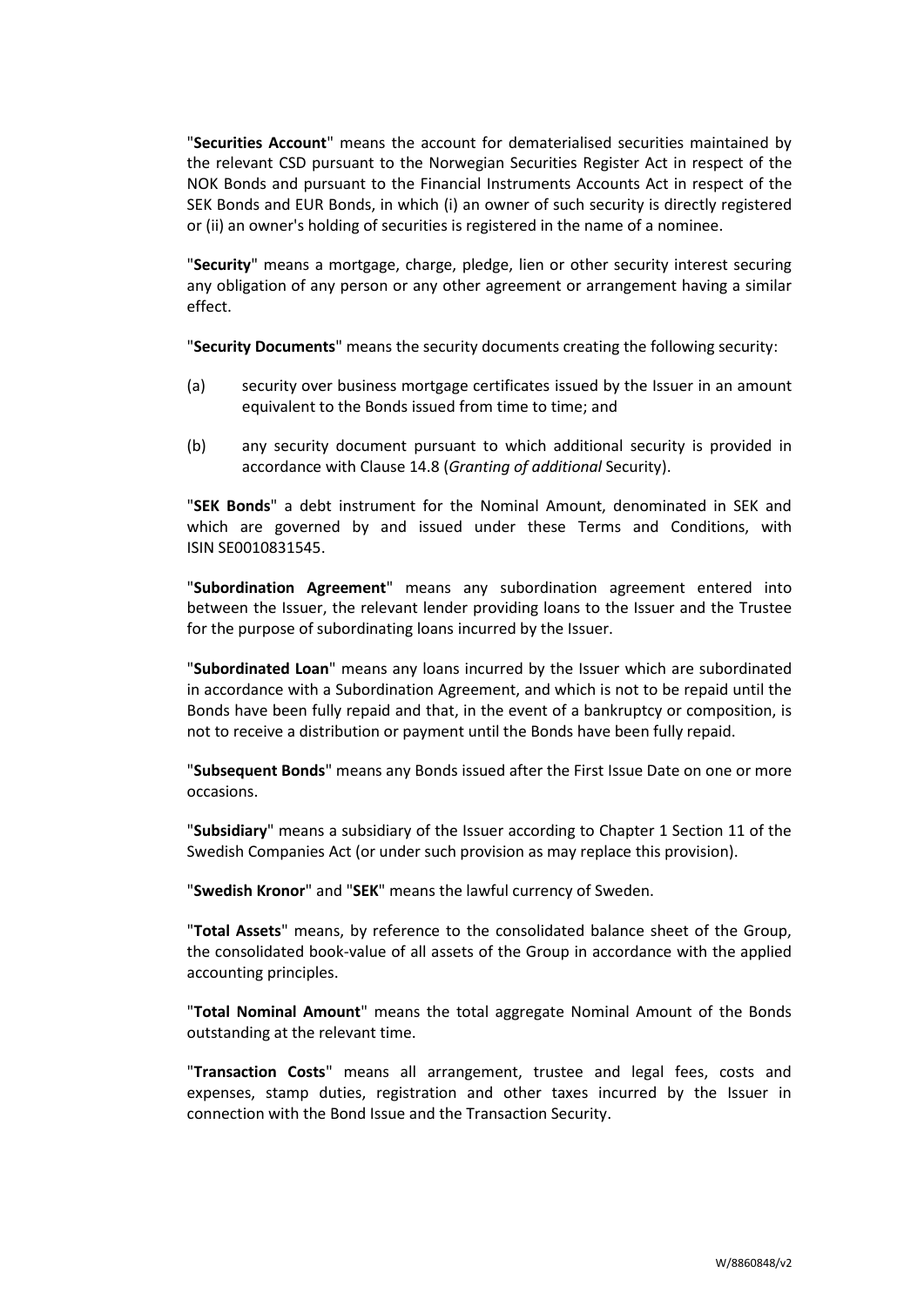"**Securities Account**" means the account for dematerialised securities maintained by the relevant CSD pursuant to the Norwegian Securities Register Act in respect of the NOK Bonds and pursuant to the Financial Instruments Accounts Act in respect of the SEK Bonds and EUR Bonds, in which (i) an owner of such security is directly registered or (ii) an owner's holding of securities is registered in the name of a nominee.

"**Security**" means a mortgage, charge, pledge, lien or other security interest securing any obligation of any person or any other agreement or arrangement having a similar effect.

"**Security Documents**" means the security documents creating the following security:

(a) security over business mortgage certificates issued by the Issuer in an amount equivalent to the Bonds issued from time to time; and

(b) any security document pursuant to which additional security is provided in accordance with Clause 14.8 (*Granting of additional* Security).

"**SEK Bonds**" a debt instrument for the Nominal Amount, denominated in SEK and which are governed by and issued under these Terms and Conditions, with ISIN SE0010831545.

"**Subordination Agreement**" means any subordination agreement entered into between the Issuer, the relevant lender providing loans to the Issuer and the Trustee for the purpose of subordinating loans incurred by the Issuer.

"**Subordinated Loan**" means any loans incurred by the Issuer which are subordinated in accordance with a Subordination Agreement, and which is not to be repaid until the Bonds have been fully repaid and that, in the event of a bankruptcy or composition, is not to receive a distribution or payment until the Bonds have been fully repaid.

"**Subsequent Bonds**" means any Bonds issued after the First Issue Date on one or more occasions.

"**Subsidiary**" means a subsidiary of the Issuer according to Chapter 1 Section 11 of the Swedish Companies Act (or under such provision as may replace this provision).

"**Swedish Kronor**" and "**SEK**" means the lawful currency of Sweden.

"**Total Assets**" means, by reference to the consolidated balance sheet of the Group, the consolidated book-value of all assets of the Group in accordance with the applied accounting principles.

"**Total Nominal Amount**" means the total aggregate Nominal Amount of the Bonds outstanding at the relevant time.

"**Transaction Costs**" means all arrangement, trustee and legal fees, costs and expenses, stamp duties, registration and other taxes incurred by the Issuer in connection with the Bond Issue and the Transaction Security.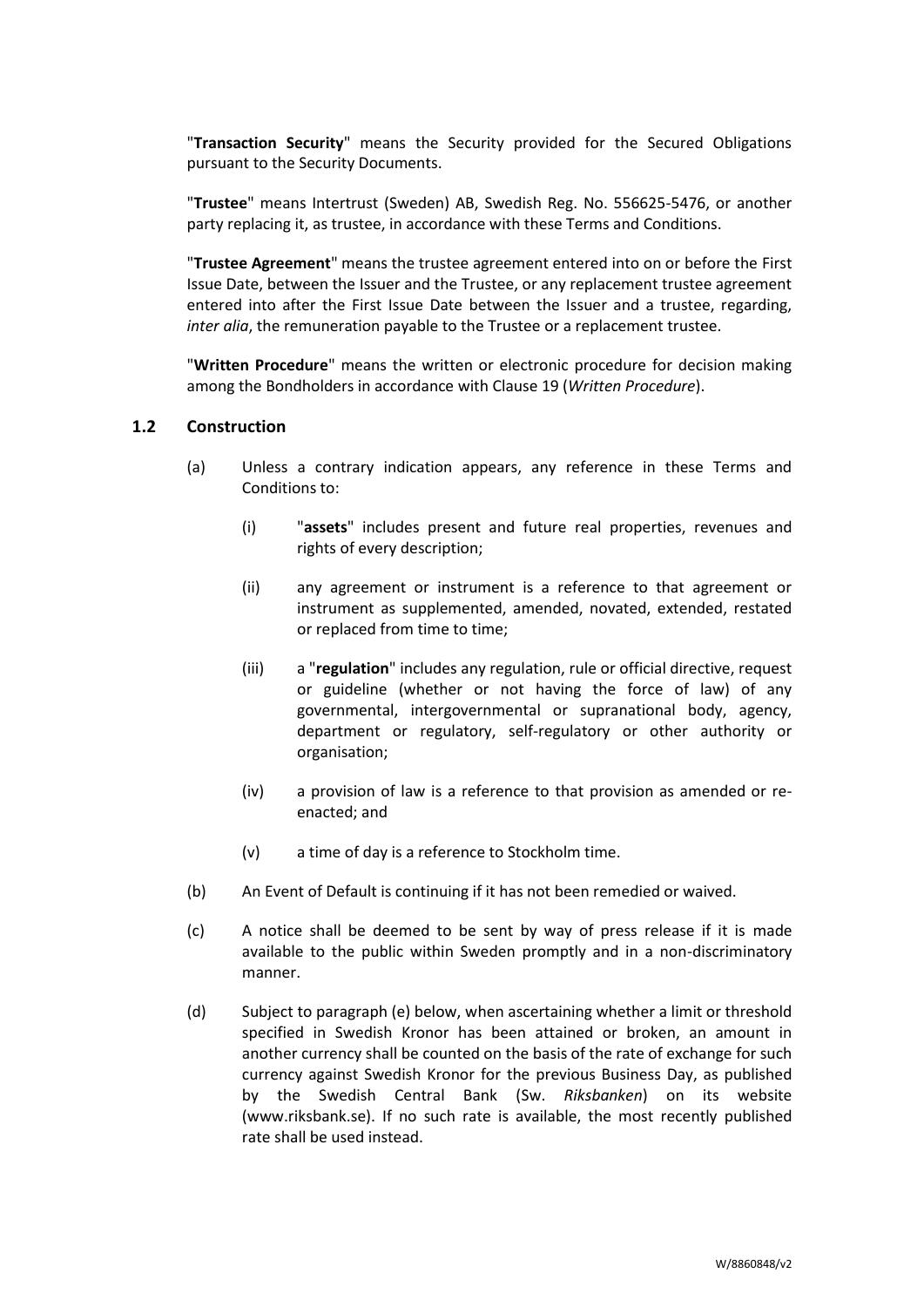"**Transaction Security**" means the Security provided for the Secured Obligations pursuant to the Security Documents.

"**Trustee**" means Intertrust (Sweden) AB, Swedish Reg. No. 556625-5476, or another party replacing it, as trustee, in accordance with these Terms and Conditions.

"**Trustee Agreement**" means the trustee agreement entered into on or before the First Issue Date, between the Issuer and the Trustee, or any replacement trustee agreement entered into after the First Issue Date between the Issuer and a trustee, regarding, *inter alia*, the remuneration payable to the Trustee or a replacement trustee.

"**Written Procedure**" means the written or electronic procedure for decision making among the Bondholders in accordance with Clause 19 (*Written Procedure*).

### 1.2 Construction

(a) Unless a contrary indication appears, any reference in these Terms and Conditions to:

  (i) "**assets**" includes present and future real properties, revenues and rights of every description;

  (ii) any agreement or instrument is a reference to that agreement or instrument as supplemented, amended, novated, extended, restated or replaced from time to time;

  (iii) a "**regulation**" includes any regulation, rule or official directive, request or guideline (whether or not having the force of law) of any governmental, intergovernmental or supranational body, agency, department or regulatory, self-regulatory or other authority or organisation;

  (iv) a provision of law is a reference to that provision as amended or re-enacted; and

  (v) a time of day is a reference to Stockholm time.

(b) An Event of Default is continuing if it has not been remedied or waived.

(c) A notice shall be deemed to be sent by way of press release if it is made available to the public within Sweden promptly and in a non-discriminatory manner.

(d) Subject to paragraph (e) below, when ascertaining whether a limit or threshold specified in Swedish Kronor has been attained or broken, an amount in another currency shall be counted on the basis of the rate of exchange for such currency against Swedish Kronor for the previous Business Day, as published by the Swedish Central Bank (Sw. *Riksbanken*) on its website (www.riksbank.se). If no such rate is available, the most recently published rate shall be used instead.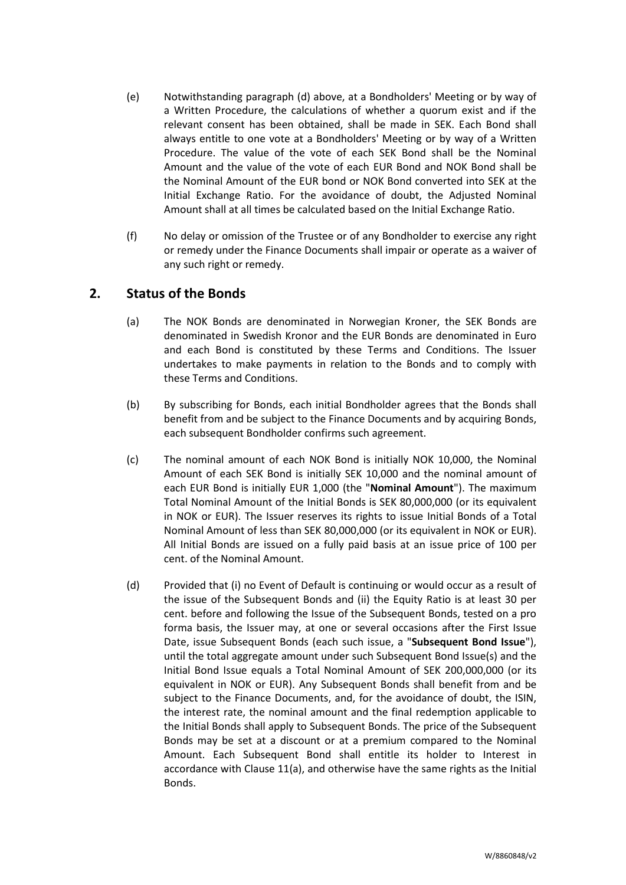(e) Notwithstanding paragraph (d) above, at a Bondholders' Meeting or by way of a Written Procedure, the calculations of whether a quorum exist and if the relevant consent has been obtained, shall be made in SEK. Each Bond shall always entitle to one vote at a Bondholders' Meeting or by way of a Written Procedure. The value of the vote of each SEK Bond shall be the Nominal Amount and the value of the vote of each EUR Bond and NOK Bond shall be the Nominal Amount of the EUR bond or NOK Bond converted into SEK at the Initial Exchange Ratio. For the avoidance of doubt, the Adjusted Nominal Amount shall at all times be calculated based on the Initial Exchange Ratio.

(f) No delay or omission of the Trustee or of any Bondholder to exercise any right or remedy under the Finance Documents shall impair or operate as a waiver of any such right or remedy.

## 2. Status of the Bonds

(a) The NOK Bonds are denominated in Norwegian Kroner, the SEK Bonds are denominated in Swedish Kronor and the EUR Bonds are denominated in Euro and each Bond is constituted by these Terms and Conditions. The Issuer undertakes to make payments in relation to the Bonds and to comply with these Terms and Conditions.

(b) By subscribing for Bonds, each initial Bondholder agrees that the Bonds shall benefit from and be subject to the Finance Documents and by acquiring Bonds, each subsequent Bondholder confirms such agreement.

(c) The nominal amount of each NOK Bond is initially NOK 10,000, the Nominal Amount of each SEK Bond is initially SEK 10,000 and the nominal amount of each EUR Bond is initially EUR 1,000 (the "**Nominal Amount**"). The maximum Total Nominal Amount of the Initial Bonds is SEK 80,000,000 (or its equivalent in NOK or EUR). The Issuer reserves its rights to issue Initial Bonds of a Total Nominal Amount of less than SEK 80,000,000 (or its equivalent in NOK or EUR). All Initial Bonds are issued on a fully paid basis at an issue price of 100 per cent. of the Nominal Amount.

(d) Provided that (i) no Event of Default is continuing or would occur as a result of the issue of the Subsequent Bonds and (ii) the Equity Ratio is at least 30 per cent. before and following the Issue of the Subsequent Bonds, tested on a pro forma basis, the Issuer may, at one or several occasions after the First Issue Date, issue Subsequent Bonds (each such issue, a "**Subsequent Bond Issue**"), until the total aggregate amount under such Subsequent Bond Issue(s) and the Initial Bond Issue equals a Total Nominal Amount of SEK 200,000,000 (or its equivalent in NOK or EUR). Any Subsequent Bonds shall benefit from and be subject to the Finance Documents, and, for the avoidance of doubt, the ISIN, the interest rate, the nominal amount and the final redemption applicable to the Initial Bonds shall apply to Subsequent Bonds. The price of the Subsequent Bonds may be set at a discount or at a premium compared to the Nominal Amount. Each Subsequent Bond shall entitle its holder to Interest in accordance with Clause 11(a), and otherwise have the same rights as the Initial Bonds.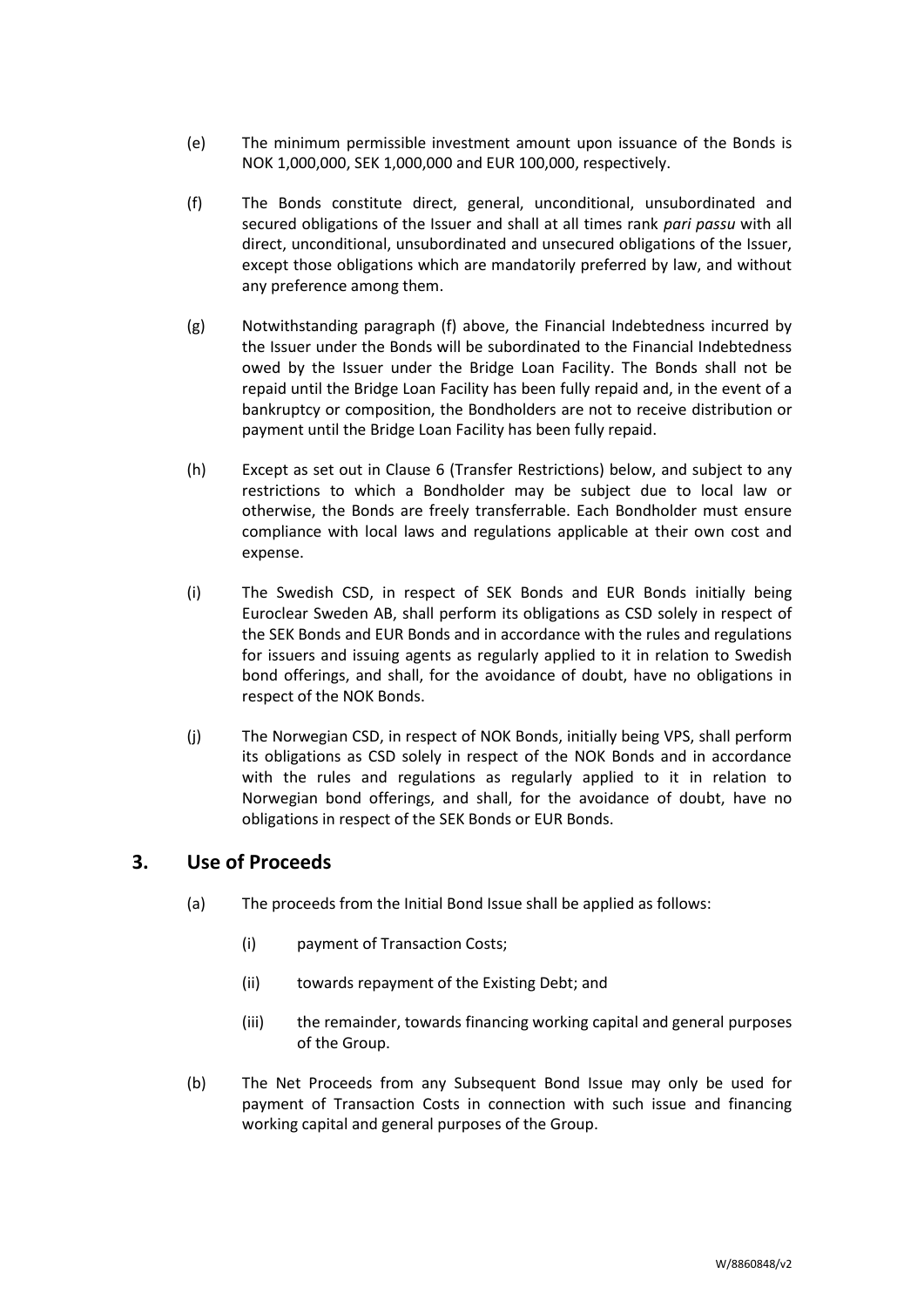(e) The minimum permissible investment amount upon issuance of the Bonds is NOK 1,000,000, SEK 1,000,000 and EUR 100,000, respectively.

(f) The Bonds constitute direct, general, unconditional, unsubordinated and secured obligations of the Issuer and shall at all times rank *pari passu* with all direct, unconditional, unsubordinated and unsecured obligations of the Issuer, except those obligations which are mandatorily preferred by law, and without any preference among them.

(g) Notwithstanding paragraph (f) above, the Financial Indebtedness incurred by the Issuer under the Bonds will be subordinated to the Financial Indebtedness owed by the Issuer under the Bridge Loan Facility. The Bonds shall not be repaid until the Bridge Loan Facility has been fully repaid and, in the event of a bankruptcy or composition, the Bondholders are not to receive distribution or payment until the Bridge Loan Facility has been fully repaid.

(h) Except as set out in Clause 6 (Transfer Restrictions) below, and subject to any restrictions to which a Bondholder may be subject due to local law or otherwise, the Bonds are freely transferrable. Each Bondholder must ensure compliance with local laws and regulations applicable at their own cost and expense.

(i) The Swedish CSD, in respect of SEK Bonds and EUR Bonds initially being Euroclear Sweden AB, shall perform its obligations as CSD solely in respect of the SEK Bonds and EUR Bonds and in accordance with the rules and regulations for issuers and issuing agents as regularly applied to it in relation to Swedish bond offerings, and shall, for the avoidance of doubt, have no obligations in respect of the NOK Bonds.

(j) The Norwegian CSD, in respect of NOK Bonds, initially being VPS, shall perform its obligations as CSD solely in respect of the NOK Bonds and in accordance with the rules and regulations as regularly applied to it in relation to Norwegian bond offerings, and shall, for the avoidance of doubt, have no obligations in respect of the SEK Bonds or EUR Bonds.

## 3. Use of Proceeds

(a) The proceeds from the Initial Bond Issue shall be applied as follows:

(i) payment of Transaction Costs;

(ii) towards repayment of the Existing Debt; and

(iii) the remainder, towards financing working capital and general purposes of the Group.

(b) The Net Proceeds from any Subsequent Bond Issue may only be used for payment of Transaction Costs in connection with such issue and financing working capital and general purposes of the Group.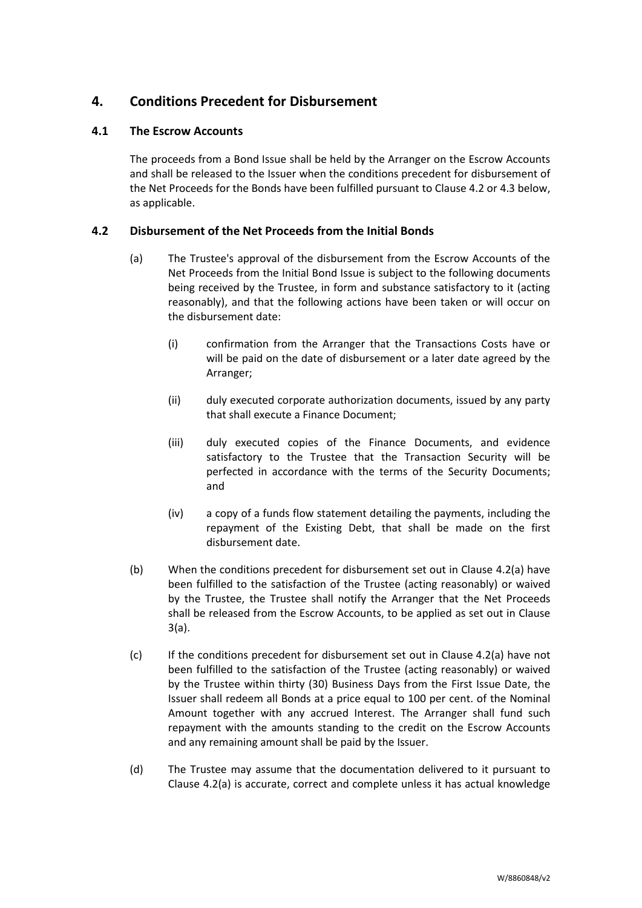## 4. Conditions Precedent for Disbursement

### 4.1 The Escrow Accounts

The proceeds from a Bond Issue shall be held by the Arranger on the Escrow Accounts and shall be released to the Issuer when the conditions precedent for disbursement of the Net Proceeds for the Bonds have been fulfilled pursuant to Clause 4.2 or 4.3 below, as applicable.

### 4.2 Disbursement of the Net Proceeds from the Initial Bonds

(a) The Trustee's approval of the disbursement from the Escrow Accounts of the Net Proceeds from the Initial Bond Issue is subject to the following documents being received by the Trustee, in form and substance satisfactory to it (acting reasonably), and that the following actions have been taken or will occur on the disbursement date:

(i) confirmation from the Arranger that the Transactions Costs have or will be paid on the date of disbursement or a later date agreed by the Arranger;

(ii) duly executed corporate authorization documents, issued by any party that shall execute a Finance Document;

(iii) duly executed copies of the Finance Documents, and evidence satisfactory to the Trustee that the Transaction Security will be perfected in accordance with the terms of the Security Documents; and

(iv) a copy of a funds flow statement detailing the payments, including the repayment of the Existing Debt, that shall be made on the first disbursement date.

(b) When the conditions precedent for disbursement set out in Clause 4.2(a) have been fulfilled to the satisfaction of the Trustee (acting reasonably) or waived by the Trustee, the Trustee shall notify the Arranger that the Net Proceeds shall be released from the Escrow Accounts, to be applied as set out in Clause 3(a).

(c) If the conditions precedent for disbursement set out in Clause 4.2(a) have not been fulfilled to the satisfaction of the Trustee (acting reasonably) or waived by the Trustee within thirty (30) Business Days from the First Issue Date, the Issuer shall redeem all Bonds at a price equal to 100 per cent. of the Nominal Amount together with any accrued Interest. The Arranger shall fund such repayment with the amounts standing to the credit on the Escrow Accounts and any remaining amount shall be paid by the Issuer.

(d) The Trustee may assume that the documentation delivered to it pursuant to Clause 4.2(a) is accurate, correct and complete unless it has actual knowledge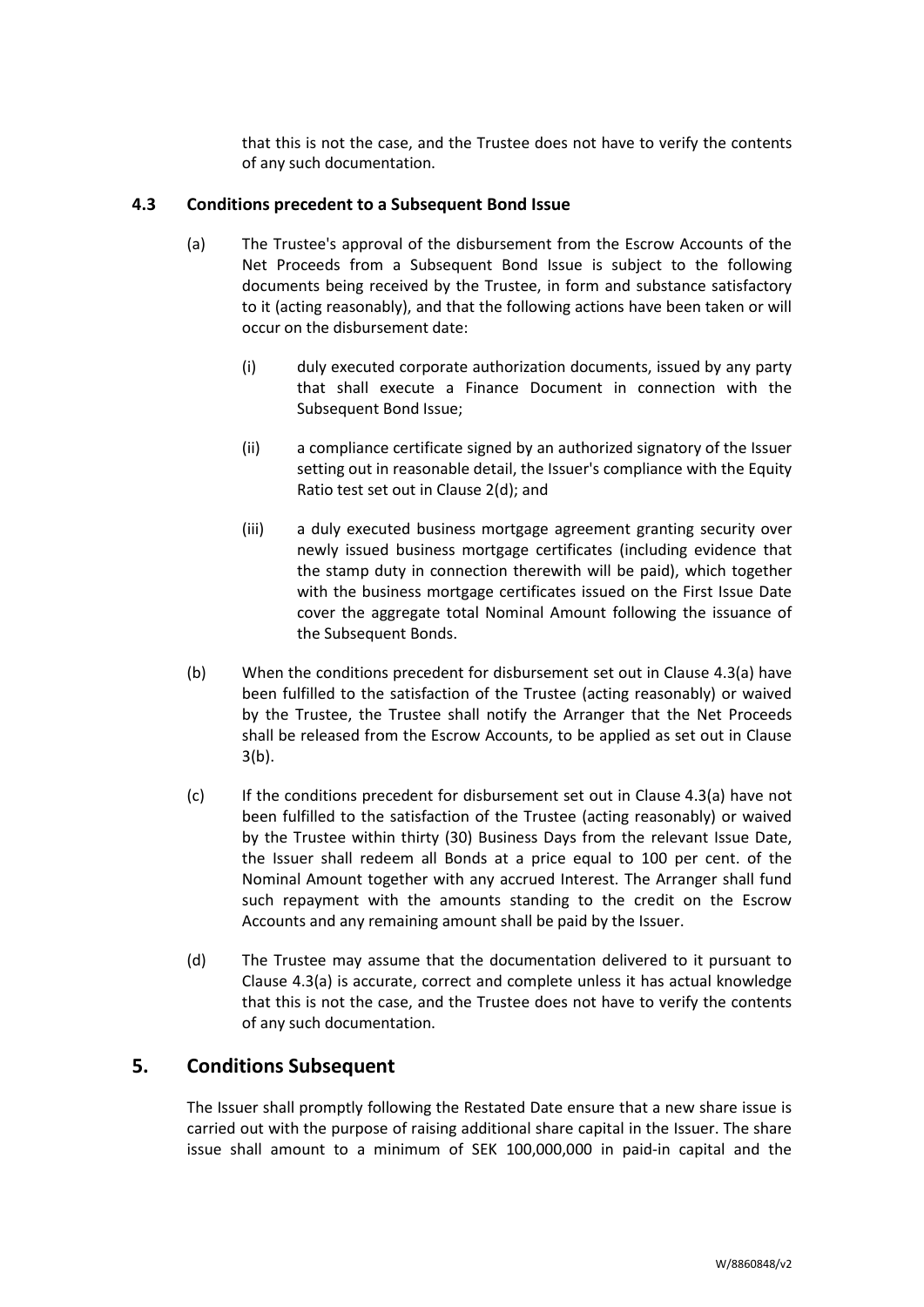that this is not the case, and the Trustee does not have to verify the contents of any such documentation.

### 4.3 Conditions precedent to a Subsequent Bond Issue

(a) The Trustee's approval of the disbursement from the Escrow Accounts of the Net Proceeds from a Subsequent Bond Issue is subject to the following documents being received by the Trustee, in form and substance satisfactory to it (acting reasonably), and that the following actions have been taken or will occur on the disbursement date:

(i) duly executed corporate authorization documents, issued by any party that shall execute a Finance Document in connection with the Subsequent Bond Issue;

(ii) a compliance certificate signed by an authorized signatory of the Issuer setting out in reasonable detail, the Issuer's compliance with the Equity Ratio test set out in Clause 2(d); and

(iii) a duly executed business mortgage agreement granting security over newly issued business mortgage certificates (including evidence that the stamp duty in connection therewith will be paid), which together with the business mortgage certificates issued on the First Issue Date cover the aggregate total Nominal Amount following the issuance of the Subsequent Bonds.

(b) When the conditions precedent for disbursement set out in Clause 4.3(a) have been fulfilled to the satisfaction of the Trustee (acting reasonably) or waived by the Trustee, the Trustee shall notify the Arranger that the Net Proceeds shall be released from the Escrow Accounts, to be applied as set out in Clause 3(b).

(c) If the conditions precedent for disbursement set out in Clause 4.3(a) have not been fulfilled to the satisfaction of the Trustee (acting reasonably) or waived by the Trustee within thirty (30) Business Days from the relevant Issue Date, the Issuer shall redeem all Bonds at a price equal to 100 per cent. of the Nominal Amount together with any accrued Interest. The Arranger shall fund such repayment with the amounts standing to the credit on the Escrow Accounts and any remaining amount shall be paid by the Issuer.

(d) The Trustee may assume that the documentation delivered to it pursuant to Clause 4.3(a) is accurate, correct and complete unless it has actual knowledge that this is not the case, and the Trustee does not have to verify the contents of any such documentation.

## 5. Conditions Subsequent

The Issuer shall promptly following the Restated Date ensure that a new share issue is carried out with the purpose of raising additional share capital in the Issuer. The share issue shall amount to a minimum of SEK 100,000,000 in paid-in capital and the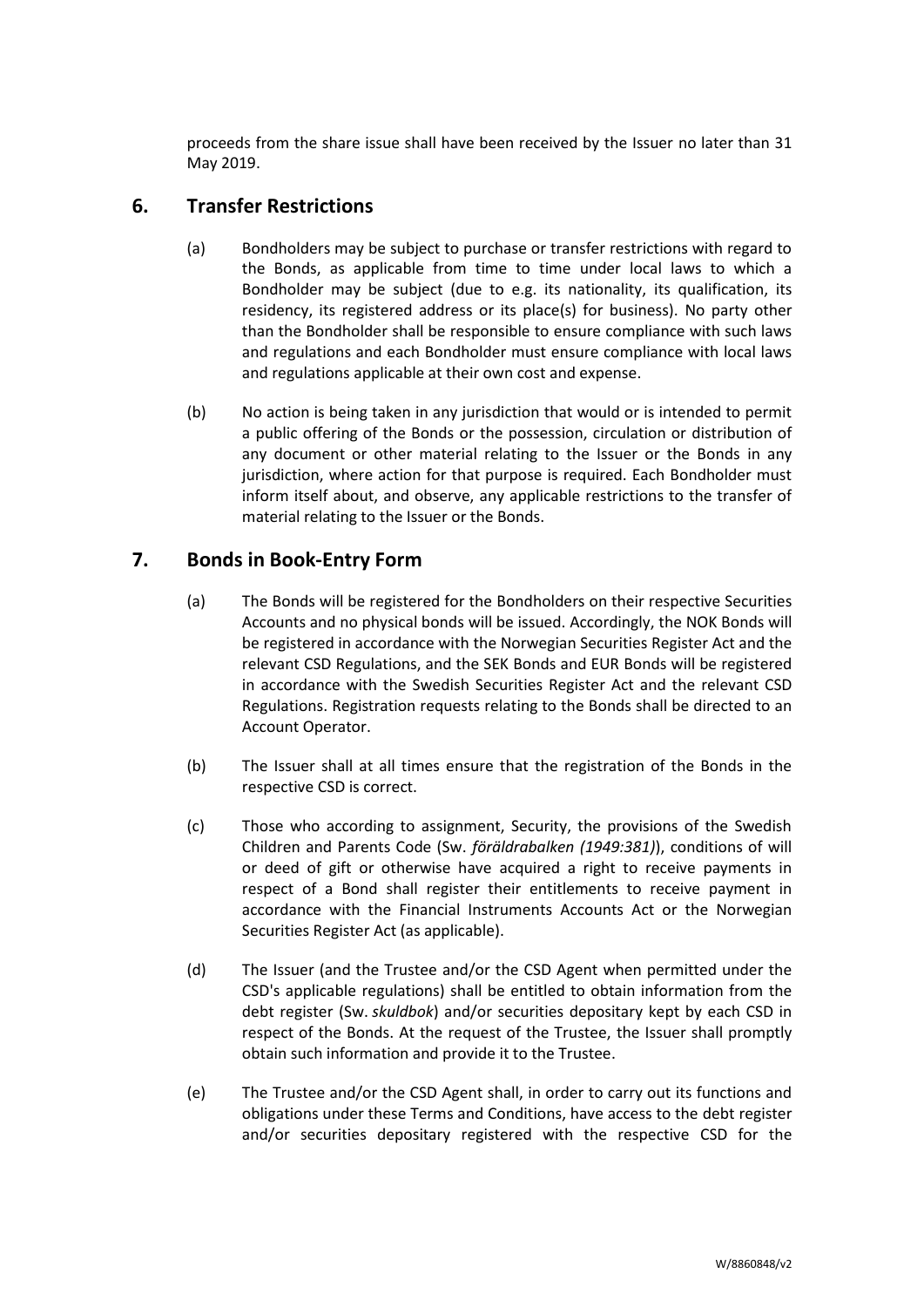proceeds from the share issue shall have been received by the Issuer no later than 31 May 2019.

## 6. Transfer Restrictions

(a) Bondholders may be subject to purchase or transfer restrictions with regard to the Bonds, as applicable from time to time under local laws to which a Bondholder may be subject (due to e.g. its nationality, its qualification, its residency, its registered address or its place(s) for business). No party other than the Bondholder shall be responsible to ensure compliance with such laws and regulations and each Bondholder must ensure compliance with local laws and regulations applicable at their own cost and expense.

(b) No action is being taken in any jurisdiction that would or is intended to permit a public offering of the Bonds or the possession, circulation or distribution of any document or other material relating to the Issuer or the Bonds in any jurisdiction, where action for that purpose is required. Each Bondholder must inform itself about, and observe, any applicable restrictions to the transfer of material relating to the Issuer or the Bonds.

## 7. Bonds in Book-Entry Form

(a) The Bonds will be registered for the Bondholders on their respective Securities Accounts and no physical bonds will be issued. Accordingly, the NOK Bonds will be registered in accordance with the Norwegian Securities Register Act and the relevant CSD Regulations, and the SEK Bonds and EUR Bonds will be registered in accordance with the Swedish Securities Register Act and the relevant CSD Regulations. Registration requests relating to the Bonds shall be directed to an Account Operator.

(b) The Issuer shall at all times ensure that the registration of the Bonds in the respective CSD is correct.

(c) Those who according to assignment, Security, the provisions of the Swedish Children and Parents Code (Sw. *föräldrabalken (1949:381)*), conditions of will or deed of gift or otherwise have acquired a right to receive payments in respect of a Bond shall register their entitlements to receive payment in accordance with the Financial Instruments Accounts Act or the Norwegian Securities Register Act (as applicable).

(d) The Issuer (and the Trustee and/or the CSD Agent when permitted under the CSD's applicable regulations) shall be entitled to obtain information from the debt register (Sw. *skuldbok*) and/or securities depositary kept by each CSD in respect of the Bonds. At the request of the Trustee, the Issuer shall promptly obtain such information and provide it to the Trustee.

(e) The Trustee and/or the CSD Agent shall, in order to carry out its functions and obligations under these Terms and Conditions, have access to the debt register and/or securities depositary registered with the respective CSD for the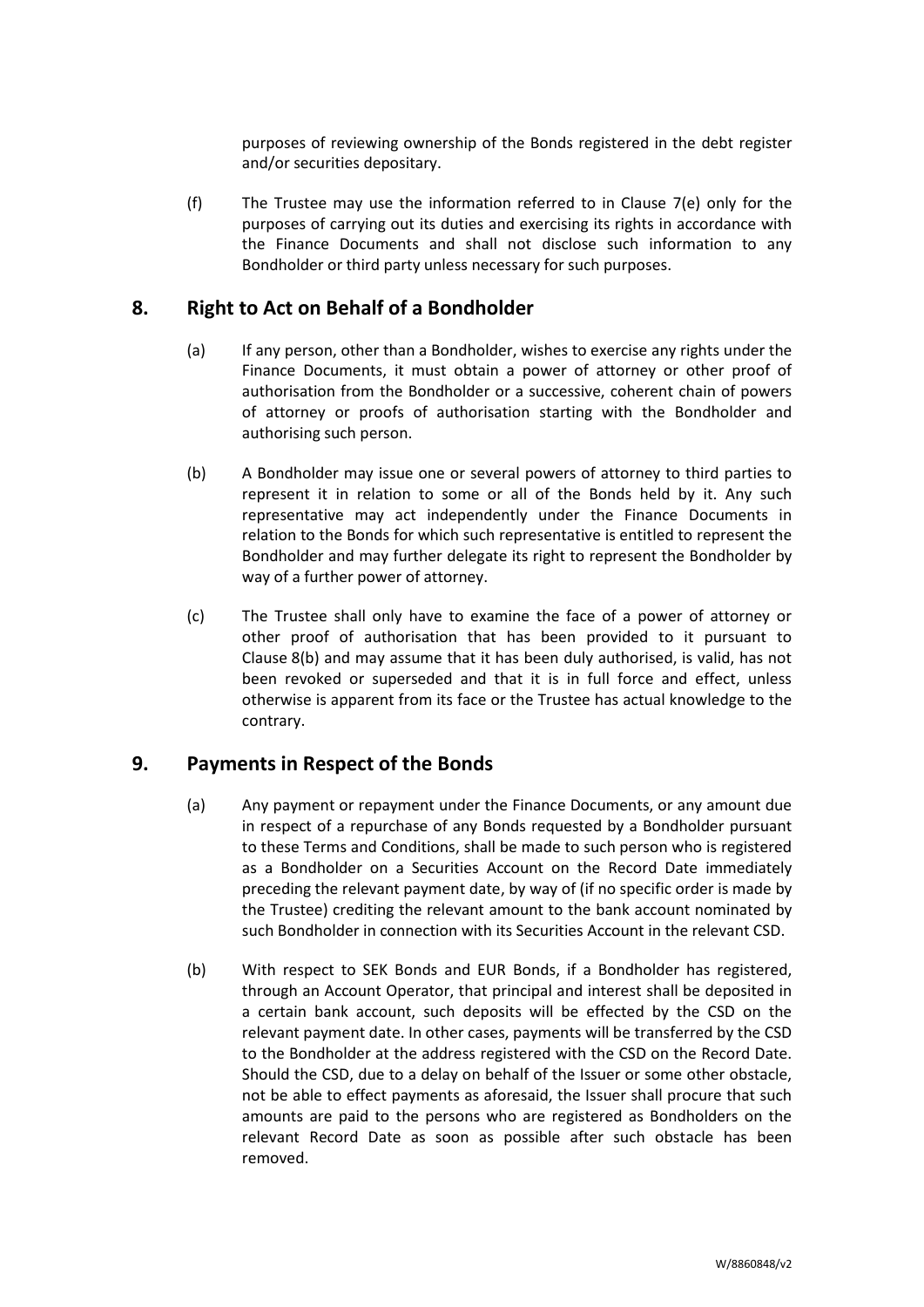purposes of reviewing ownership of the Bonds registered in the debt register and/or securities depositary.

(f) The Trustee may use the information referred to in Clause 7(e) only for the purposes of carrying out its duties and exercising its rights in accordance with the Finance Documents and shall not disclose such information to any Bondholder or third party unless necessary for such purposes.

## 8. Right to Act on Behalf of a Bondholder

(a) If any person, other than a Bondholder, wishes to exercise any rights under the Finance Documents, it must obtain a power of attorney or other proof of authorisation from the Bondholder or a successive, coherent chain of powers of attorney or proofs of authorisation starting with the Bondholder and authorising such person.

(b) A Bondholder may issue one or several powers of attorney to third parties to represent it in relation to some or all of the Bonds held by it. Any such representative may act independently under the Finance Documents in relation to the Bonds for which such representative is entitled to represent the Bondholder and may further delegate its right to represent the Bondholder by way of a further power of attorney.

(c) The Trustee shall only have to examine the face of a power of attorney or other proof of authorisation that has been provided to it pursuant to Clause 8(b) and may assume that it has been duly authorised, is valid, has not been revoked or superseded and that it is in full force and effect, unless otherwise is apparent from its face or the Trustee has actual knowledge to the contrary.

## 9. Payments in Respect of the Bonds

(a) Any payment or repayment under the Finance Documents, or any amount due in respect of a repurchase of any Bonds requested by a Bondholder pursuant to these Terms and Conditions, shall be made to such person who is registered as a Bondholder on a Securities Account on the Record Date immediately preceding the relevant payment date, by way of (if no specific order is made by the Trustee) crediting the relevant amount to the bank account nominated by such Bondholder in connection with its Securities Account in the relevant CSD.

(b) With respect to SEK Bonds and EUR Bonds, if a Bondholder has registered, through an Account Operator, that principal and interest shall be deposited in a certain bank account, such deposits will be effected by the CSD on the relevant payment date. In other cases, payments will be transferred by the CSD to the Bondholder at the address registered with the CSD on the Record Date. Should the CSD, due to a delay on behalf of the Issuer or some other obstacle, not be able to effect payments as aforesaid, the Issuer shall procure that such amounts are paid to the persons who are registered as Bondholders on the relevant Record Date as soon as possible after such obstacle has been removed.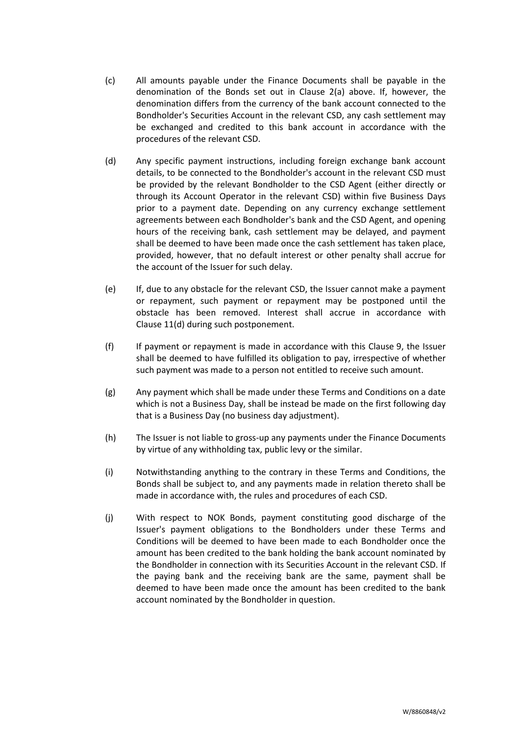(c) All amounts payable under the Finance Documents shall be payable in the denomination of the Bonds set out in Clause 2(a) above. If, however, the denomination differs from the currency of the bank account connected to the Bondholder's Securities Account in the relevant CSD, any cash settlement may be exchanged and credited to this bank account in accordance with the procedures of the relevant CSD.

(d) Any specific payment instructions, including foreign exchange bank account details, to be connected to the Bondholder's account in the relevant CSD must be provided by the relevant Bondholder to the CSD Agent (either directly or through its Account Operator in the relevant CSD) within five Business Days prior to a payment date. Depending on any currency exchange settlement agreements between each Bondholder's bank and the CSD Agent, and opening hours of the receiving bank, cash settlement may be delayed, and payment shall be deemed to have been made once the cash settlement has taken place, provided, however, that no default interest or other penalty shall accrue for the account of the Issuer for such delay.

(e) If, due to any obstacle for the relevant CSD, the Issuer cannot make a payment or repayment, such payment or repayment may be postponed until the obstacle has been removed. Interest shall accrue in accordance with Clause 11(d) during such postponement.

(f) If payment or repayment is made in accordance with this Clause 9, the Issuer shall be deemed to have fulfilled its obligation to pay, irrespective of whether such payment was made to a person not entitled to receive such amount.

(g) Any payment which shall be made under these Terms and Conditions on a date which is not a Business Day, shall be instead be made on the first following day that is a Business Day (no business day adjustment).

(h) The Issuer is not liable to gross-up any payments under the Finance Documents by virtue of any withholding tax, public levy or the similar.

(i) Notwithstanding anything to the contrary in these Terms and Conditions, the Bonds shall be subject to, and any payments made in relation thereto shall be made in accordance with, the rules and procedures of each CSD.

(j) With respect to NOK Bonds, payment constituting good discharge of the Issuer's payment obligations to the Bondholders under these Terms and Conditions will be deemed to have been made to each Bondholder once the amount has been credited to the bank holding the bank account nominated by the Bondholder in connection with its Securities Account in the relevant CSD. If the paying bank and the receiving bank are the same, payment shall be deemed to have been made once the amount has been credited to the bank account nominated by the Bondholder in question.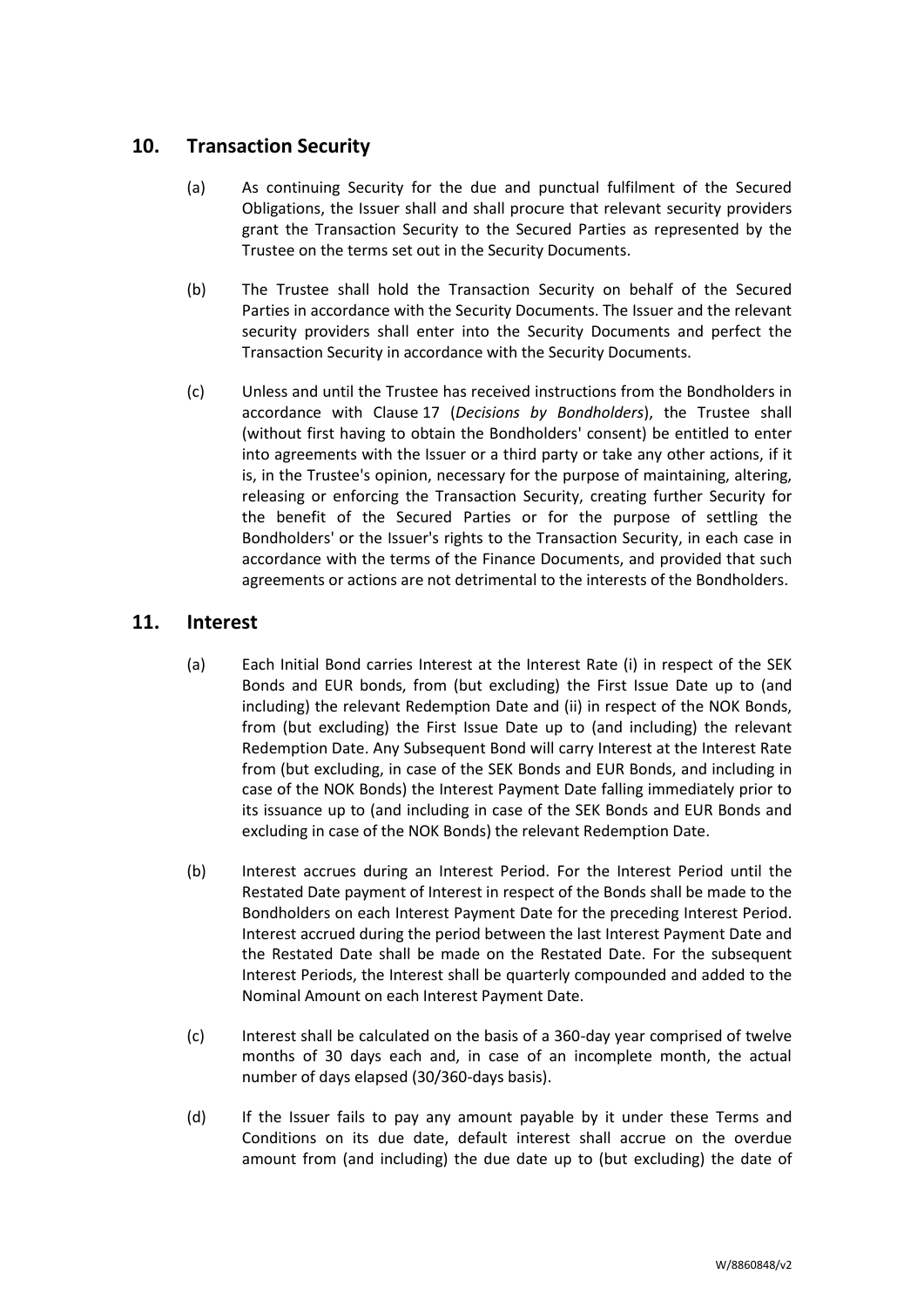## 10. Transaction Security

(a) As continuing Security for the due and punctual fulfilment of the Secured Obligations, the Issuer shall and shall procure that relevant security providers grant the Transaction Security to the Secured Parties as represented by the Trustee on the terms set out in the Security Documents.

(b) The Trustee shall hold the Transaction Security on behalf of the Secured Parties in accordance with the Security Documents. The Issuer and the relevant security providers shall enter into the Security Documents and perfect the Transaction Security in accordance with the Security Documents.

(c) Unless and until the Trustee has received instructions from the Bondholders in accordance with Clause 17 (*Decisions by Bondholders*), the Trustee shall (without first having to obtain the Bondholders' consent) be entitled to enter into agreements with the Issuer or a third party or take any other actions, if it is, in the Trustee's opinion, necessary for the purpose of maintaining, altering, releasing or enforcing the Transaction Security, creating further Security for the benefit of the Secured Parties or for the purpose of settling the Bondholders' or the Issuer's rights to the Transaction Security, in each case in accordance with the terms of the Finance Documents, and provided that such agreements or actions are not detrimental to the interests of the Bondholders.

## 11. Interest

(a) Each Initial Bond carries Interest at the Interest Rate (i) in respect of the SEK Bonds and EUR bonds, from (but excluding) the First Issue Date up to (and including) the relevant Redemption Date and (ii) in respect of the NOK Bonds, from (but excluding) the First Issue Date up to (and including) the relevant Redemption Date. Any Subsequent Bond will carry Interest at the Interest Rate from (but excluding, in case of the SEK Bonds and EUR Bonds, and including in case of the NOK Bonds) the Interest Payment Date falling immediately prior to its issuance up to (and including in case of the SEK Bonds and EUR Bonds and excluding in case of the NOK Bonds) the relevant Redemption Date.

(b) Interest accrues during an Interest Period. For the Interest Period until the Restated Date payment of Interest in respect of the Bonds shall be made to the Bondholders on each Interest Payment Date for the preceding Interest Period. Interest accrued during the period between the last Interest Payment Date and the Restated Date shall be made on the Restated Date. For the subsequent Interest Periods, the Interest shall be quarterly compounded and added to the Nominal Amount on each Interest Payment Date.

(c) Interest shall be calculated on the basis of a 360-day year comprised of twelve months of 30 days each and, in case of an incomplete month, the actual number of days elapsed (30/360-days basis).

(d) If the Issuer fails to pay any amount payable by it under these Terms and Conditions on its due date, default interest shall accrue on the overdue amount from (and including) the due date up to (but excluding) the date of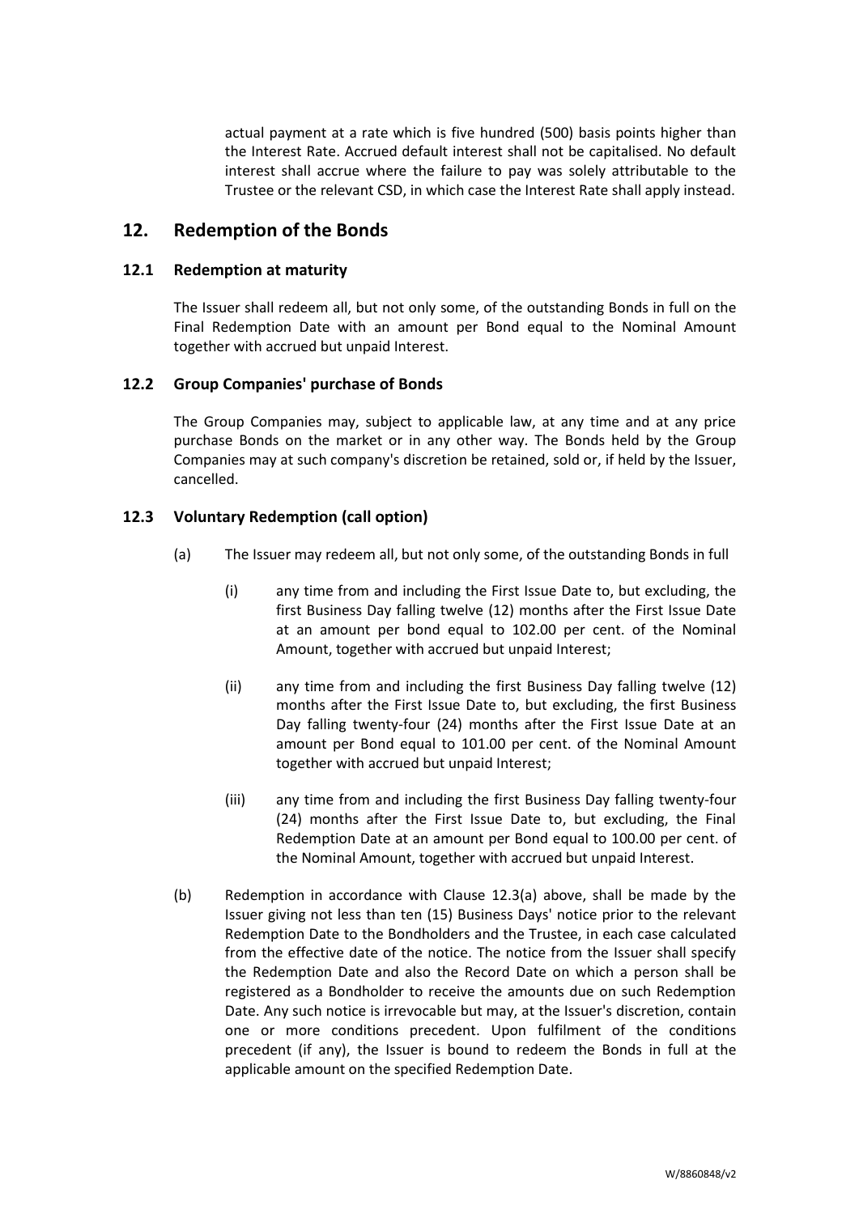actual payment at a rate which is five hundred (500) basis points higher than the Interest Rate. Accrued default interest shall not be capitalised. No default interest shall accrue where the failure to pay was solely attributable to the Trustee or the relevant CSD, in which case the Interest Rate shall apply instead.

## 12. Redemption of the Bonds

### 12.1 Redemption at maturity

The Issuer shall redeem all, but not only some, of the outstanding Bonds in full on the Final Redemption Date with an amount per Bond equal to the Nominal Amount together with accrued but unpaid Interest.

### 12.2 Group Companies' purchase of Bonds

The Group Companies may, subject to applicable law, at any time and at any price purchase Bonds on the market or in any other way. The Bonds held by the Group Companies may at such company's discretion be retained, sold or, if held by the Issuer, cancelled.

### 12.3 Voluntary Redemption (call option)

(a) The Issuer may redeem all, but not only some, of the outstanding Bonds in full

(i) any time from and including the First Issue Date to, but excluding, the first Business Day falling twelve (12) months after the First Issue Date at an amount per bond equal to 102.00 per cent. of the Nominal Amount, together with accrued but unpaid Interest;

(ii) any time from and including the first Business Day falling twelve (12) months after the First Issue Date to, but excluding, the first Business Day falling twenty-four (24) months after the First Issue Date at an amount per Bond equal to 101.00 per cent. of the Nominal Amount together with accrued but unpaid Interest;

(iii) any time from and including the first Business Day falling twenty-four (24) months after the First Issue Date to, but excluding, the Final Redemption Date at an amount per Bond equal to 100.00 per cent. of the Nominal Amount, together with accrued but unpaid Interest.

(b) Redemption in accordance with Clause 12.3(a) above, shall be made by the Issuer giving not less than ten (15) Business Days' notice prior to the relevant Redemption Date to the Bondholders and the Trustee, in each case calculated from the effective date of the notice. The notice from the Issuer shall specify the Redemption Date and also the Record Date on which a person shall be registered as a Bondholder to receive the amounts due on such Redemption Date. Any such notice is irrevocable but may, at the Issuer's discretion, contain one or more conditions precedent. Upon fulfilment of the conditions precedent (if any), the Issuer is bound to redeem the Bonds in full at the applicable amount on the specified Redemption Date.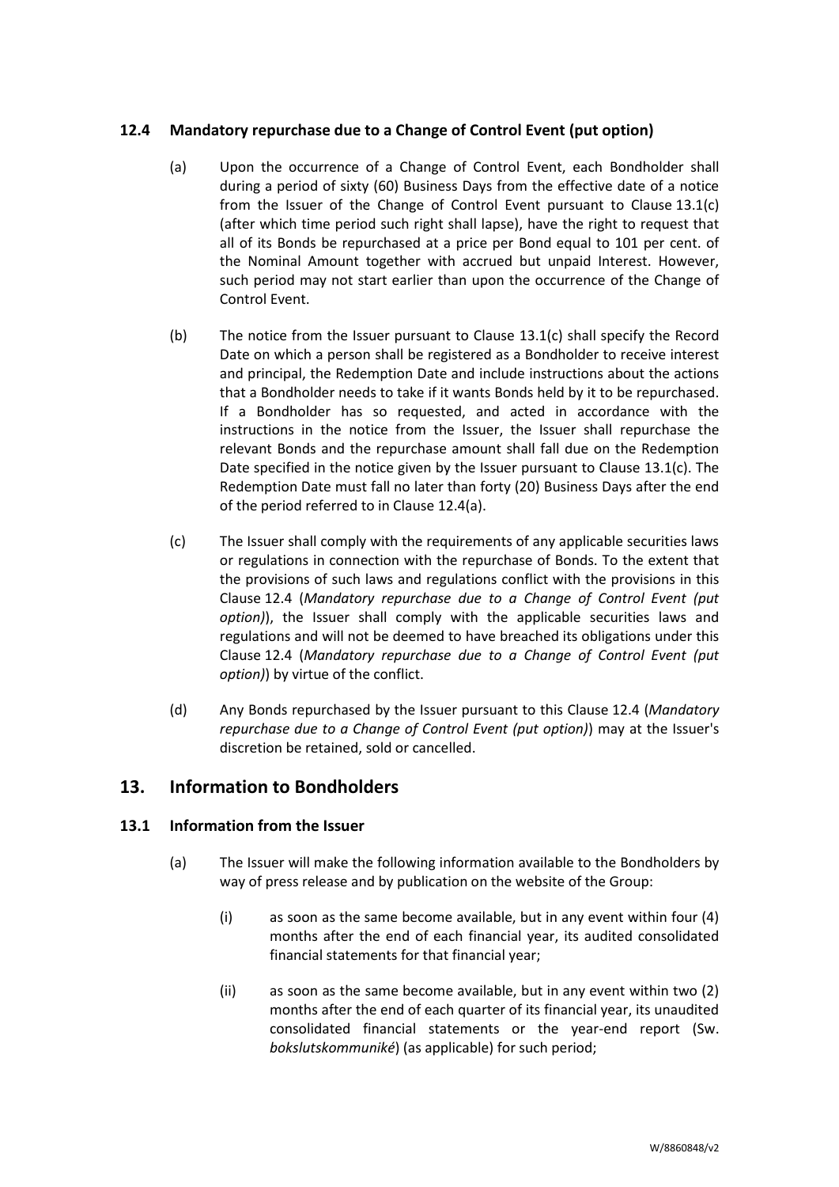### 12.4 Mandatory repurchase due to a Change of Control Event (put option)

(a) Upon the occurrence of a Change of Control Event, each Bondholder shall during a period of sixty (60) Business Days from the effective date of a notice from the Issuer of the Change of Control Event pursuant to Clause 13.1(c) (after which time period such right shall lapse), have the right to request that all of its Bonds be repurchased at a price per Bond equal to 101 per cent. of the Nominal Amount together with accrued but unpaid Interest. However, such period may not start earlier than upon the occurrence of the Change of Control Event.

(b) The notice from the Issuer pursuant to Clause 13.1(c) shall specify the Record Date on which a person shall be registered as a Bondholder to receive interest and principal, the Redemption Date and include instructions about the actions that a Bondholder needs to take if it wants Bonds held by it to be repurchased. If a Bondholder has so requested, and acted in accordance with the instructions in the notice from the Issuer, the Issuer shall repurchase the relevant Bonds and the repurchase amount shall fall due on the Redemption Date specified in the notice given by the Issuer pursuant to Clause 13.1(c). The Redemption Date must fall no later than forty (20) Business Days after the end of the period referred to in Clause 12.4(a).

(c) The Issuer shall comply with the requirements of any applicable securities laws or regulations in connection with the repurchase of Bonds. To the extent that the provisions of such laws and regulations conflict with the provisions in this Clause 12.4 (*Mandatory repurchase due to a Change of Control Event (put option)*), the Issuer shall comply with the applicable securities laws and regulations and will not be deemed to have breached its obligations under this Clause 12.4 (*Mandatory repurchase due to a Change of Control Event (put option)*) by virtue of the conflict.

(d) Any Bonds repurchased by the Issuer pursuant to this Clause 12.4 (*Mandatory repurchase due to a Change of Control Event (put option)*) may at the Issuer's discretion be retained, sold or cancelled.

## 13. Information to Bondholders

### 13.1 Information from the Issuer

(a) The Issuer will make the following information available to the Bondholders by way of press release and by publication on the website of the Group:

(i) as soon as the same become available, but in any event within four (4) months after the end of each financial year, its audited consolidated financial statements for that financial year;

(ii) as soon as the same become available, but in any event within two (2) months after the end of each quarter of its financial year, its unaudited consolidated financial statements or the year-end report (Sw. *bokslutskommuniké*) (as applicable) for such period;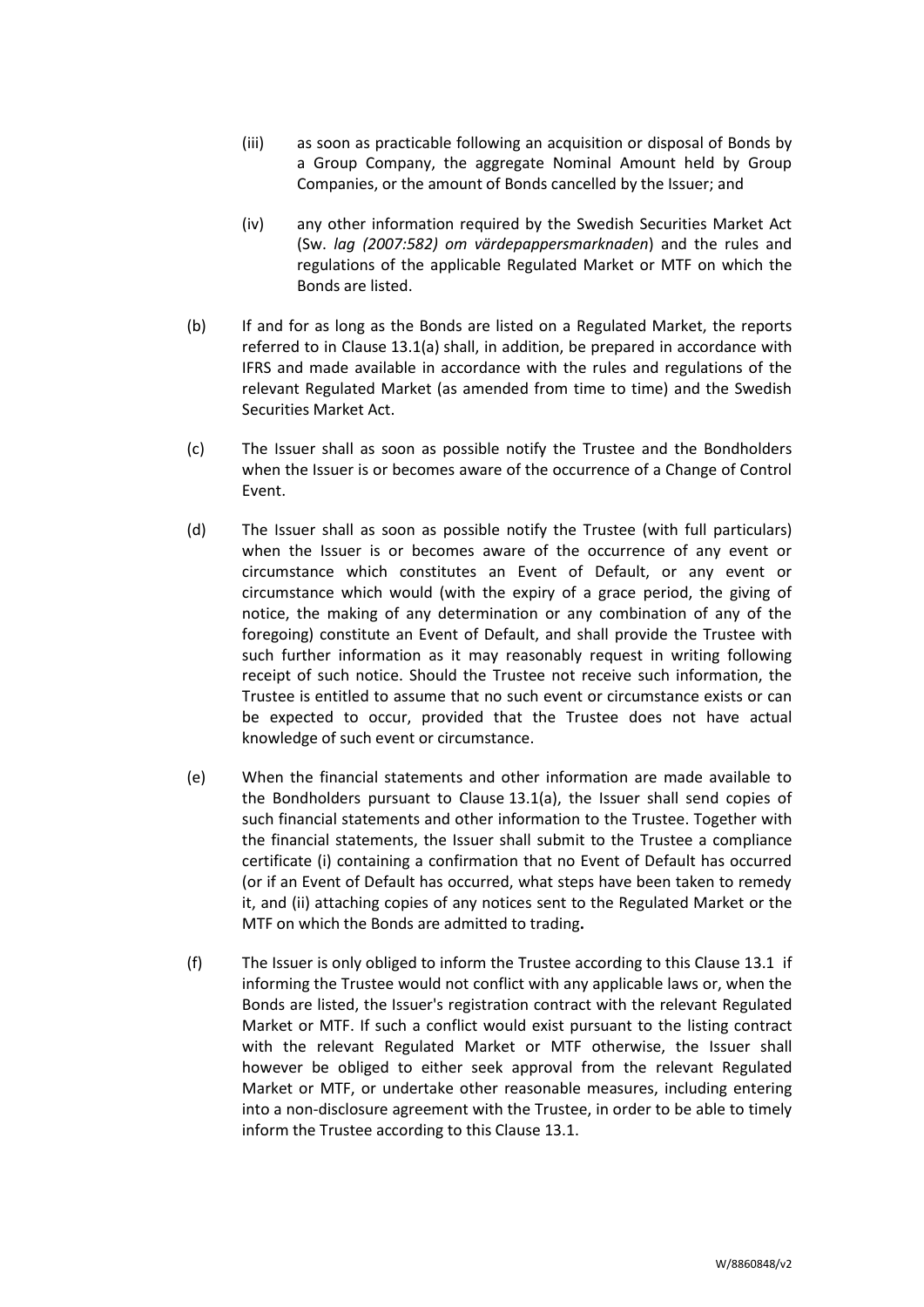(iii) as soon as practicable following an acquisition or disposal of Bonds by a Group Company, the aggregate Nominal Amount held by Group Companies, or the amount of Bonds cancelled by the Issuer; and

(iv) any other information required by the Swedish Securities Market Act (Sw. *lag (2007:582) om värdepappersmarknaden*) and the rules and regulations of the applicable Regulated Market or MTF on which the Bonds are listed.

(b) If and for as long as the Bonds are listed on a Regulated Market, the reports referred to in Clause 13.1(a) shall, in addition, be prepared in accordance with IFRS and made available in accordance with the rules and regulations of the relevant Regulated Market (as amended from time to time) and the Swedish Securities Market Act.

(c) The Issuer shall as soon as possible notify the Trustee and the Bondholders when the Issuer is or becomes aware of the occurrence of a Change of Control Event.

(d) The Issuer shall as soon as possible notify the Trustee (with full particulars) when the Issuer is or becomes aware of the occurrence of any event or circumstance which constitutes an Event of Default, or any event or circumstance which would (with the expiry of a grace period, the giving of notice, the making of any determination or any combination of any of the foregoing) constitute an Event of Default, and shall provide the Trustee with such further information as it may reasonably request in writing following receipt of such notice. Should the Trustee not receive such information, the Trustee is entitled to assume that no such event or circumstance exists or can be expected to occur, provided that the Trustee does not have actual knowledge of such event or circumstance.

(e) When the financial statements and other information are made available to the Bondholders pursuant to Clause 13.1(a), the Issuer shall send copies of such financial statements and other information to the Trustee. Together with the financial statements, the Issuer shall submit to the Trustee a compliance certificate (i) containing a confirmation that no Event of Default has occurred (or if an Event of Default has occurred, what steps have been taken to remedy it, and (ii) attaching copies of any notices sent to the Regulated Market or the MTF on which the Bonds are admitted to trading.

(f) The Issuer is only obliged to inform the Trustee according to this Clause 13.1 if informing the Trustee would not conflict with any applicable laws or, when the Bonds are listed, the Issuer's registration contract with the relevant Regulated Market or MTF. If such a conflict would exist pursuant to the listing contract with the relevant Regulated Market or MTF otherwise, the Issuer shall however be obliged to either seek approval from the relevant Regulated Market or MTF, or undertake other reasonable measures, including entering into a non-disclosure agreement with the Trustee, in order to be able to timely inform the Trustee according to this Clause 13.1.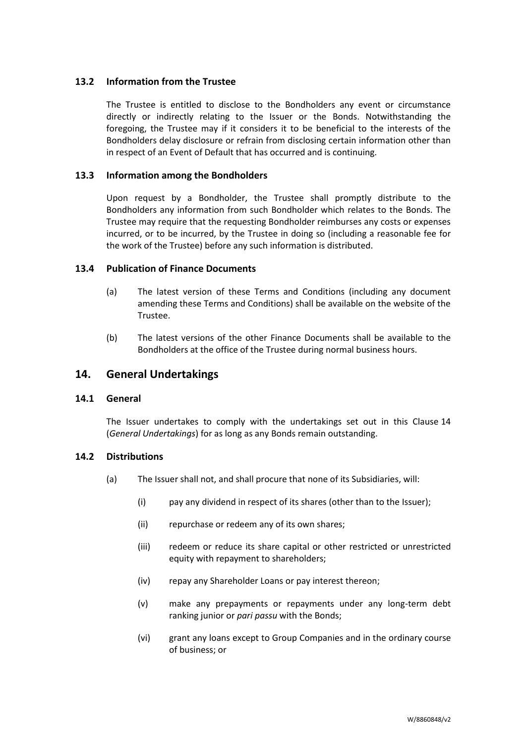### 13.2 Information from the Trustee

The Trustee is entitled to disclose to the Bondholders any event or circumstance directly or indirectly relating to the Issuer or the Bonds. Notwithstanding the foregoing, the Trustee may if it considers it to be beneficial to the interests of the Bondholders delay disclosure or refrain from disclosing certain information other than in respect of an Event of Default that has occurred and is continuing.

### 13.3 Information among the Bondholders

Upon request by a Bondholder, the Trustee shall promptly distribute to the Bondholders any information from such Bondholder which relates to the Bonds. The Trustee may require that the requesting Bondholder reimburses any costs or expenses incurred, or to be incurred, by the Trustee in doing so (including a reasonable fee for the work of the Trustee) before any such information is distributed.

### 13.4 Publication of Finance Documents

(a) The latest version of these Terms and Conditions (including any document amending these Terms and Conditions) shall be available on the website of the Trustee.

(b) The latest versions of the other Finance Documents shall be available to the Bondholders at the office of the Trustee during normal business hours.

## 14. General Undertakings

### 14.1 General

The Issuer undertakes to comply with the undertakings set out in this Clause 14 (*General Undertakings*) for as long as any Bonds remain outstanding.

### 14.2 Distributions

(a) The Issuer shall not, and shall procure that none of its Subsidiaries, will:

(i) pay any dividend in respect of its shares (other than to the Issuer);

(ii) repurchase or redeem any of its own shares;

(iii) redeem or reduce its share capital or other restricted or unrestricted equity with repayment to shareholders;

(iv) repay any Shareholder Loans or pay interest thereon;

(v) make any prepayments or repayments under any long-term debt ranking junior or *pari passu* with the Bonds;

(vi) grant any loans except to Group Companies and in the ordinary course of business; or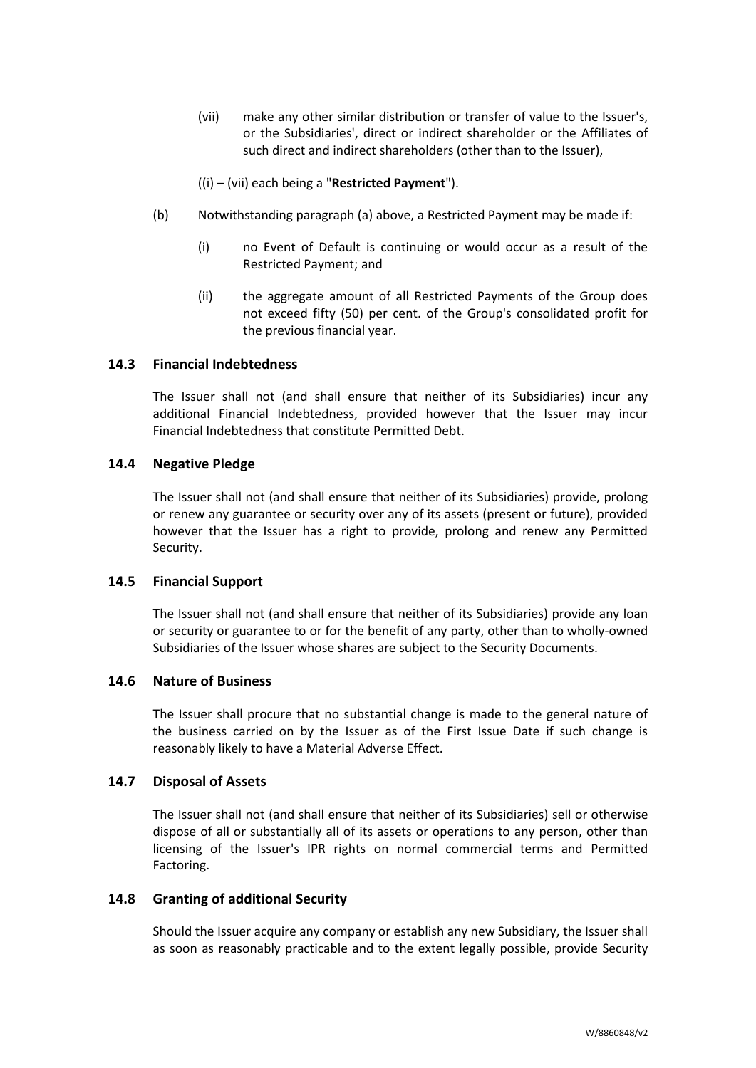(vii) make any other similar distribution or transfer of value to the Issuer's, or the Subsidiaries', direct or indirect shareholder or the Affiliates of such direct and indirect shareholders (other than to the Issuer),

((i) – (vii) each being a "**Restricted Payment**").

(b) Notwithstanding paragraph (a) above, a Restricted Payment may be made if:

(i) no Event of Default is continuing or would occur as a result of the Restricted Payment; and

(ii) the aggregate amount of all Restricted Payments of the Group does not exceed fifty (50) per cent. of the Group's consolidated profit for the previous financial year.

### 14.3 Financial Indebtedness

The Issuer shall not (and shall ensure that neither of its Subsidiaries) incur any additional Financial Indebtedness, provided however that the Issuer may incur Financial Indebtedness that constitute Permitted Debt.

### 14.4 Negative Pledge

The Issuer shall not (and shall ensure that neither of its Subsidiaries) provide, prolong or renew any guarantee or security over any of its assets (present or future), provided however that the Issuer has a right to provide, prolong and renew any Permitted Security.

### 14.5 Financial Support

The Issuer shall not (and shall ensure that neither of its Subsidiaries) provide any loan or security or guarantee to or for the benefit of any party, other than to wholly-owned Subsidiaries of the Issuer whose shares are subject to the Security Documents.

### 14.6 Nature of Business

The Issuer shall procure that no substantial change is made to the general nature of the business carried on by the Issuer as of the First Issue Date if such change is reasonably likely to have a Material Adverse Effect.

### 14.7 Disposal of Assets

The Issuer shall not (and shall ensure that neither of its Subsidiaries) sell or otherwise dispose of all or substantially all of its assets or operations to any person, other than licensing of the Issuer's IPR rights on normal commercial terms and Permitted Factoring.

### 14.8 Granting of additional Security

Should the Issuer acquire any company or establish any new Subsidiary, the Issuer shall as soon as reasonably practicable and to the extent legally possible, provide Security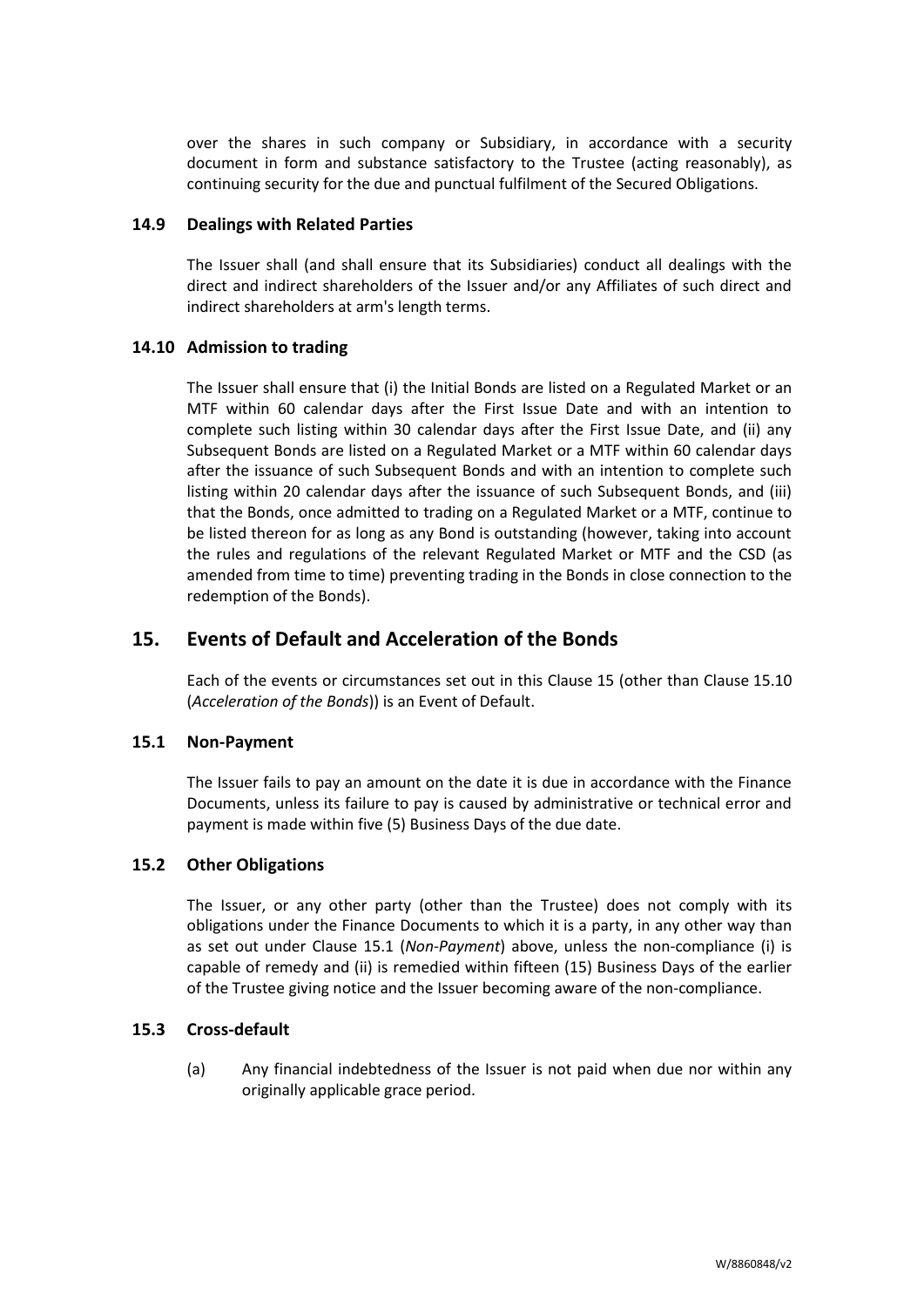over the shares in such company or Subsidiary, in accordance with a security document in form and substance satisfactory to the Trustee (acting reasonably), as continuing security for the due and punctual fulfilment of the Secured Obligations.

### 14.9 Dealings with Related Parties

The Issuer shall (and shall ensure that its Subsidiaries) conduct all dealings with the direct and indirect shareholders of the Issuer and/or any Affiliates of such direct and indirect shareholders at arm's length terms.

### 14.10 Admission to trading

The Issuer shall ensure that (i) the Initial Bonds are listed on a Regulated Market or an MTF within 60 calendar days after the First Issue Date and with an intention to complete such listing within 30 calendar days after the First Issue Date, and (ii) any Subsequent Bonds are listed on a Regulated Market or a MTF within 60 calendar days after the issuance of such Subsequent Bonds and with an intention to complete such listing within 20 calendar days after the issuance of such Subsequent Bonds, and (iii) that the Bonds, once admitted to trading on a Regulated Market or a MTF, continue to be listed thereon for as long as any Bond is outstanding (however, taking into account the rules and regulations of the relevant Regulated Market or MTF and the CSD (as amended from time to time) preventing trading in the Bonds in close connection to the redemption of the Bonds).

## 15. Events of Default and Acceleration of the Bonds

Each of the events or circumstances set out in this Clause 15 (other than Clause 15.10 (*Acceleration of the Bonds*)) is an Event of Default.

### 15.1 Non-Payment

The Issuer fails to pay an amount on the date it is due in accordance with the Finance Documents, unless its failure to pay is caused by administrative or technical error and payment is made within five (5) Business Days of the due date.

### 15.2 Other Obligations

The Issuer, or any other party (other than the Trustee) does not comply with its obligations under the Finance Documents to which it is a party, in any other way than as set out under Clause 15.1 (*Non-Payment*) above, unless the non-compliance (i) is capable of remedy and (ii) is remedied within fifteen (15) Business Days of the earlier of the Trustee giving notice and the Issuer becoming aware of the non-compliance.

### 15.3 Cross-default

(a) Any financial indebtedness of the Issuer is not paid when due nor within any originally applicable grace period.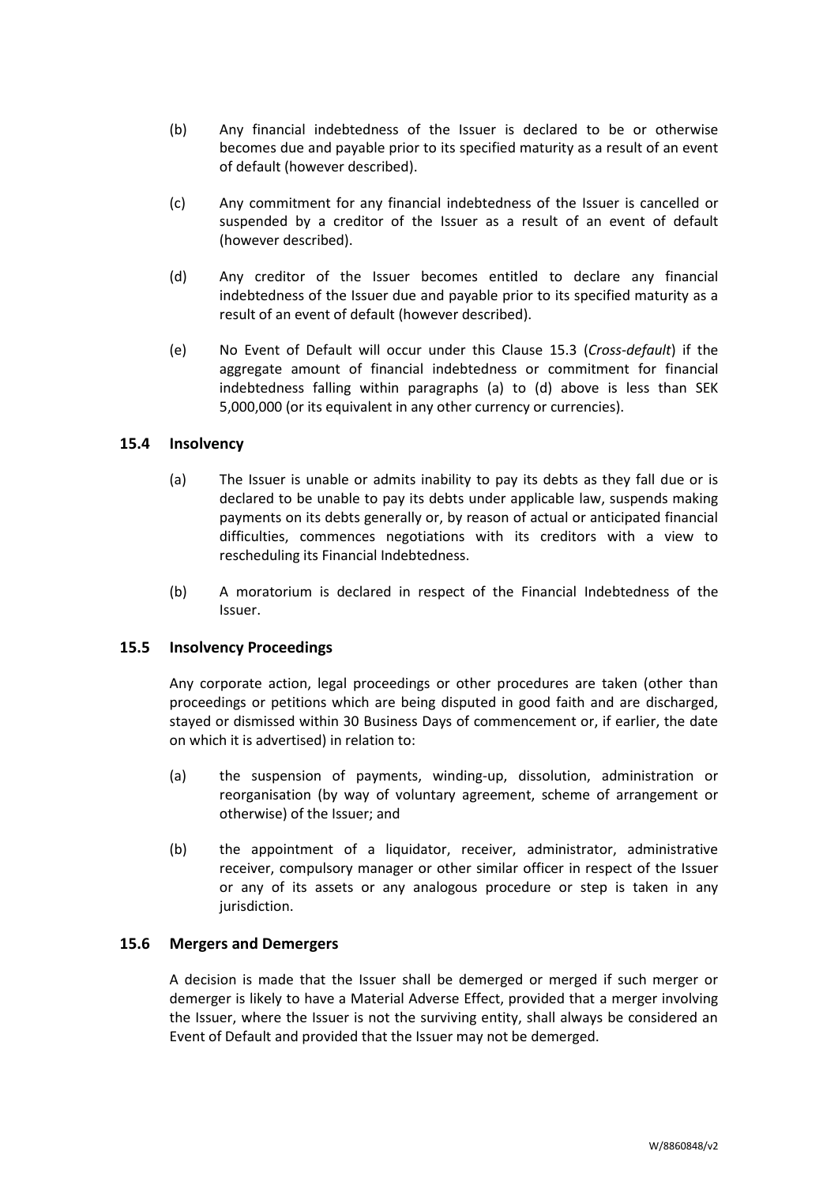(b) Any financial indebtedness of the Issuer is declared to be or otherwise becomes due and payable prior to its specified maturity as a result of an event of default (however described).

(c) Any commitment for any financial indebtedness of the Issuer is cancelled or suspended by a creditor of the Issuer as a result of an event of default (however described).

(d) Any creditor of the Issuer becomes entitled to declare any financial indebtedness of the Issuer due and payable prior to its specified maturity as a result of an event of default (however described).

(e) No Event of Default will occur under this Clause 15.3 (*Cross-default*) if the aggregate amount of financial indebtedness or commitment for financial indebtedness falling within paragraphs (a) to (d) above is less than SEK 5,000,000 (or its equivalent in any other currency or currencies).

### 15.4 Insolvency

(a) The Issuer is unable or admits inability to pay its debts as they fall due or is declared to be unable to pay its debts under applicable law, suspends making payments on its debts generally or, by reason of actual or anticipated financial difficulties, commences negotiations with its creditors with a view to rescheduling its Financial Indebtedness.

(b) A moratorium is declared in respect of the Financial Indebtedness of the Issuer.

### 15.5 Insolvency Proceedings

Any corporate action, legal proceedings or other procedures are taken (other than proceedings or petitions which are being disputed in good faith and are discharged, stayed or dismissed within 30 Business Days of commencement or, if earlier, the date on which it is advertised) in relation to:

(a) the suspension of payments, winding-up, dissolution, administration or reorganisation (by way of voluntary agreement, scheme of arrangement or otherwise) of the Issuer; and

(b) the appointment of a liquidator, receiver, administrator, administrative receiver, compulsory manager or other similar officer in respect of the Issuer or any of its assets or any analogous procedure or step is taken in any jurisdiction.

### 15.6 Mergers and Demergers

A decision is made that the Issuer shall be demerged or merged if such merger or demerger is likely to have a Material Adverse Effect, provided that a merger involving the Issuer, where the Issuer is not the surviving entity, shall always be considered an Event of Default and provided that the Issuer may not be demerged.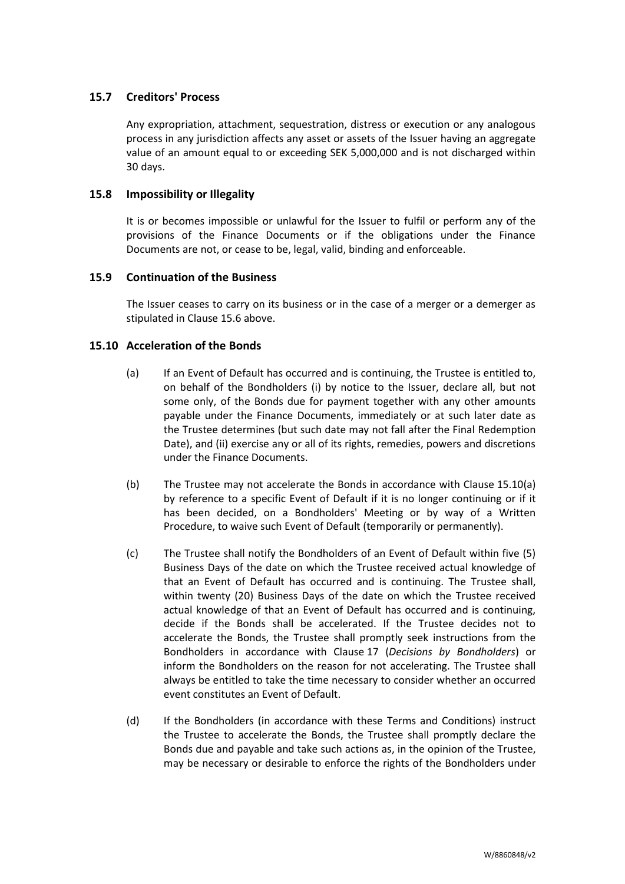### 15.7 Creditors' Process

Any expropriation, attachment, sequestration, distress or execution or any analogous process in any jurisdiction affects any asset or assets of the Issuer having an aggregate value of an amount equal to or exceeding SEK 5,000,000 and is not discharged within 30 days.

### 15.8 Impossibility or Illegality

It is or becomes impossible or unlawful for the Issuer to fulfil or perform any of the provisions of the Finance Documents or if the obligations under the Finance Documents are not, or cease to be, legal, valid, binding and enforceable.

### 15.9 Continuation of the Business

The Issuer ceases to carry on its business or in the case of a merger or a demerger as stipulated in Clause 15.6 above.

### 15.10 Acceleration of the Bonds

(a) If an Event of Default has occurred and is continuing, the Trustee is entitled to, on behalf of the Bondholders (i) by notice to the Issuer, declare all, but not some only, of the Bonds due for payment together with any other amounts payable under the Finance Documents, immediately or at such later date as the Trustee determines (but such date may not fall after the Final Redemption Date), and (ii) exercise any or all of its rights, remedies, powers and discretions under the Finance Documents.

(b) The Trustee may not accelerate the Bonds in accordance with Clause 15.10(a) by reference to a specific Event of Default if it is no longer continuing or if it has been decided, on a Bondholders' Meeting or by way of a Written Procedure, to waive such Event of Default (temporarily or permanently).

(c) The Trustee shall notify the Bondholders of an Event of Default within five (5) Business Days of the date on which the Trustee received actual knowledge of that an Event of Default has occurred and is continuing. The Trustee shall, within twenty (20) Business Days of the date on which the Trustee received actual knowledge of that an Event of Default has occurred and is continuing, decide if the Bonds shall be accelerated. If the Trustee decides not to accelerate the Bonds, the Trustee shall promptly seek instructions from the Bondholders in accordance with Clause 17 (*Decisions by Bondholders*) or inform the Bondholders on the reason for not accelerating. The Trustee shall always be entitled to take the time necessary to consider whether an occurred event constitutes an Event of Default.

(d) If the Bondholders (in accordance with these Terms and Conditions) instruct the Trustee to accelerate the Bonds, the Trustee shall promptly declare the Bonds due and payable and take such actions as, in the opinion of the Trustee, may be necessary or desirable to enforce the rights of the Bondholders under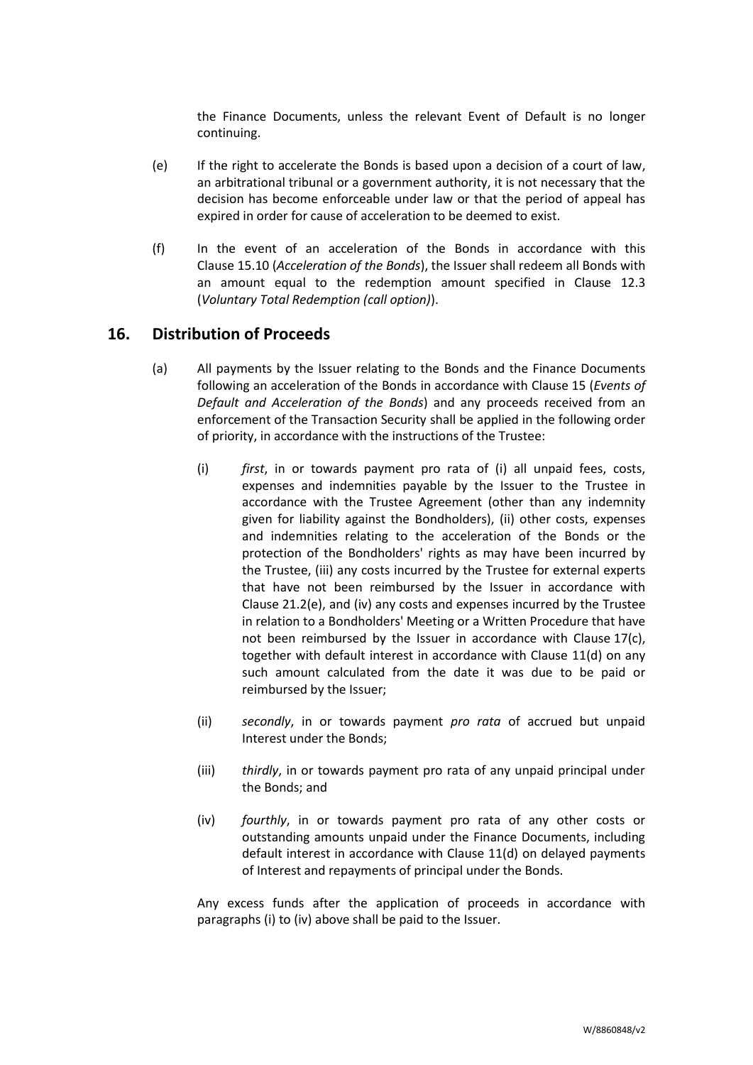the Finance Documents, unless the relevant Event of Default is no longer continuing.

(e) If the right to accelerate the Bonds is based upon a decision of a court of law, an arbitrational tribunal or a government authority, it is not necessary that the decision has become enforceable under law or that the period of appeal has expired in order for cause of acceleration to be deemed to exist.

(f) In the event of an acceleration of the Bonds in accordance with this Clause 15.10 (*Acceleration of the Bonds*), the Issuer shall redeem all Bonds with an amount equal to the redemption amount specified in Clause 12.3 (*Voluntary Total Redemption (call option)*).

## 16. Distribution of Proceeds

(a) All payments by the Issuer relating to the Bonds and the Finance Documents following an acceleration of the Bonds in accordance with Clause 15 (*Events of Default and Acceleration of the Bonds*) and any proceeds received from an enforcement of the Transaction Security shall be applied in the following order of priority, in accordance with the instructions of the Trustee:

(i) *first*, in or towards payment pro rata of (i) all unpaid fees, costs, expenses and indemnities payable by the Issuer to the Trustee in accordance with the Trustee Agreement (other than any indemnity given for liability against the Bondholders), (ii) other costs, expenses and indemnities relating to the acceleration of the Bonds or the protection of the Bondholders' rights as may have been incurred by the Trustee, (iii) any costs incurred by the Trustee for external experts that have not been reimbursed by the Issuer in accordance with Clause 21.2(e), and (iv) any costs and expenses incurred by the Trustee in relation to a Bondholders' Meeting or a Written Procedure that have not been reimbursed by the Issuer in accordance with Clause 17(c), together with default interest in accordance with Clause 11(d) on any such amount calculated from the date it was due to be paid or reimbursed by the Issuer;

(ii) *secondly*, in or towards payment *pro rata* of accrued but unpaid Interest under the Bonds;

(iii) *thirdly*, in or towards payment pro rata of any unpaid principal under the Bonds; and

(iv) *fourthly*, in or towards payment pro rata of any other costs or outstanding amounts unpaid under the Finance Documents, including default interest in accordance with Clause 11(d) on delayed payments of Interest and repayments of principal under the Bonds.

Any excess funds after the application of proceeds in accordance with paragraphs (i) to (iv) above shall be paid to the Issuer.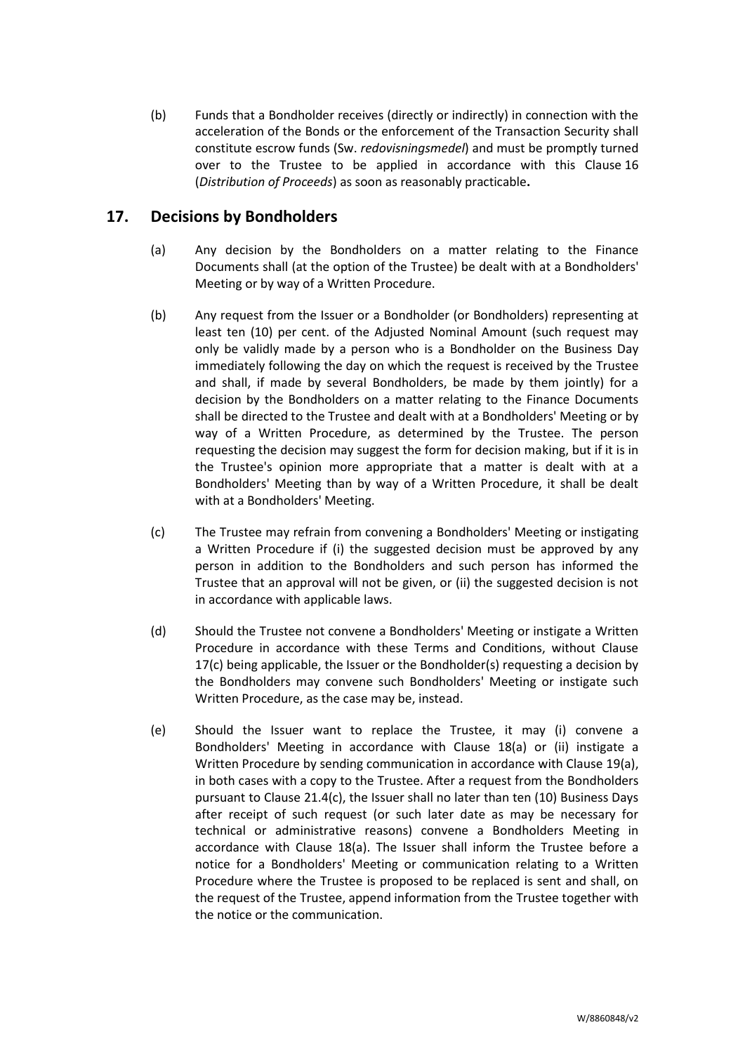(b) Funds that a Bondholder receives (directly or indirectly) in connection with the acceleration of the Bonds or the enforcement of the Transaction Security shall constitute escrow funds (Sw. *redovisningsmedel*) and must be promptly turned over to the Trustee to be applied in accordance with this Clause 16 (*Distribution of Proceeds*) as soon as reasonably practicable**.**

## 17. Decisions by Bondholders

(a) Any decision by the Bondholders on a matter relating to the Finance Documents shall (at the option of the Trustee) be dealt with at a Bondholders' Meeting or by way of a Written Procedure.

(b) Any request from the Issuer or a Bondholder (or Bondholders) representing at least ten (10) per cent. of the Adjusted Nominal Amount (such request may only be validly made by a person who is a Bondholder on the Business Day immediately following the day on which the request is received by the Trustee and shall, if made by several Bondholders, be made by them jointly) for a decision by the Bondholders on a matter relating to the Finance Documents shall be directed to the Trustee and dealt with at a Bondholders' Meeting or by way of a Written Procedure, as determined by the Trustee. The person requesting the decision may suggest the form for decision making, but if it is in the Trustee's opinion more appropriate that a matter is dealt with at a Bondholders' Meeting than by way of a Written Procedure, it shall be dealt with at a Bondholders' Meeting.

(c) The Trustee may refrain from convening a Bondholders' Meeting or instigating a Written Procedure if (i) the suggested decision must be approved by any person in addition to the Bondholders and such person has informed the Trustee that an approval will not be given, or (ii) the suggested decision is not in accordance with applicable laws.

(d) Should the Trustee not convene a Bondholders' Meeting or instigate a Written Procedure in accordance with these Terms and Conditions, without Clause 17(c) being applicable, the Issuer or the Bondholder(s) requesting a decision by the Bondholders may convene such Bondholders' Meeting or instigate such Written Procedure, as the case may be, instead.

(e) Should the Issuer want to replace the Trustee, it may (i) convene a Bondholders' Meeting in accordance with Clause 18(a) or (ii) instigate a Written Procedure by sending communication in accordance with Clause 19(a), in both cases with a copy to the Trustee. After a request from the Bondholders pursuant to Clause 21.4(c), the Issuer shall no later than ten (10) Business Days after receipt of such request (or such later date as may be necessary for technical or administrative reasons) convene a Bondholders Meeting in accordance with Clause 18(a). The Issuer shall inform the Trustee before a notice for a Bondholders' Meeting or communication relating to a Written Procedure where the Trustee is proposed to be replaced is sent and shall, on the request of the Trustee, append information from the Trustee together with the notice or the communication.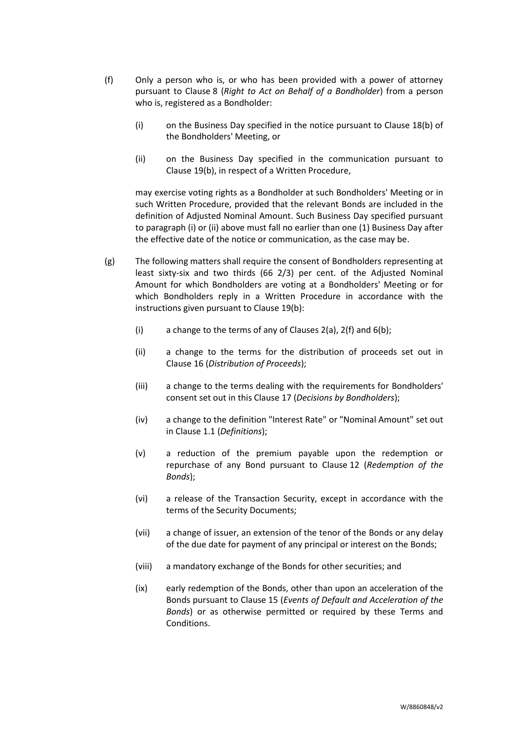(f) Only a person who is, or who has been provided with a power of attorney pursuant to Clause 8 (*Right to Act on Behalf of a Bondholder*) from a person who is, registered as a Bondholder:

   (i) on the Business Day specified in the notice pursuant to Clause 18(b) of the Bondholders' Meeting, or

   (ii) on the Business Day specified in the communication pursuant to Clause 19(b), in respect of a Written Procedure,

   may exercise voting rights as a Bondholder at such Bondholders' Meeting or in such Written Procedure, provided that the relevant Bonds are included in the definition of Adjusted Nominal Amount. Such Business Day specified pursuant to paragraph (i) or (ii) above must fall no earlier than one (1) Business Day after the effective date of the notice or communication, as the case may be.

(g) The following matters shall require the consent of Bondholders representing at least sixty-six and two thirds (66 2/3) per cent. of the Adjusted Nominal Amount for which Bondholders are voting at a Bondholders' Meeting or for which Bondholders reply in a Written Procedure in accordance with the instructions given pursuant to Clause 19(b):

   (i) a change to the terms of any of Clauses 2(a), 2(f) and 6(b);

   (ii) a change to the terms for the distribution of proceeds set out in Clause 16 (*Distribution of Proceeds*);

   (iii) a change to the terms dealing with the requirements for Bondholders' consent set out in this Clause 17 (*Decisions by Bondholders*);

   (iv) a change to the definition "Interest Rate" or "Nominal Amount" set out in Clause 1.1 (*Definitions*);

   (v) a reduction of the premium payable upon the redemption or repurchase of any Bond pursuant to Clause 12 (*Redemption of the Bonds*);

   (vi) a release of the Transaction Security, except in accordance with the terms of the Security Documents;

   (vii) a change of issuer, an extension of the tenor of the Bonds or any delay of the due date for payment of any principal or interest on the Bonds;

   (viii) a mandatory exchange of the Bonds for other securities; and

   (ix) early redemption of the Bonds, other than upon an acceleration of the Bonds pursuant to Clause 15 (*Events of Default and Acceleration of the Bonds*) or as otherwise permitted or required by these Terms and Conditions.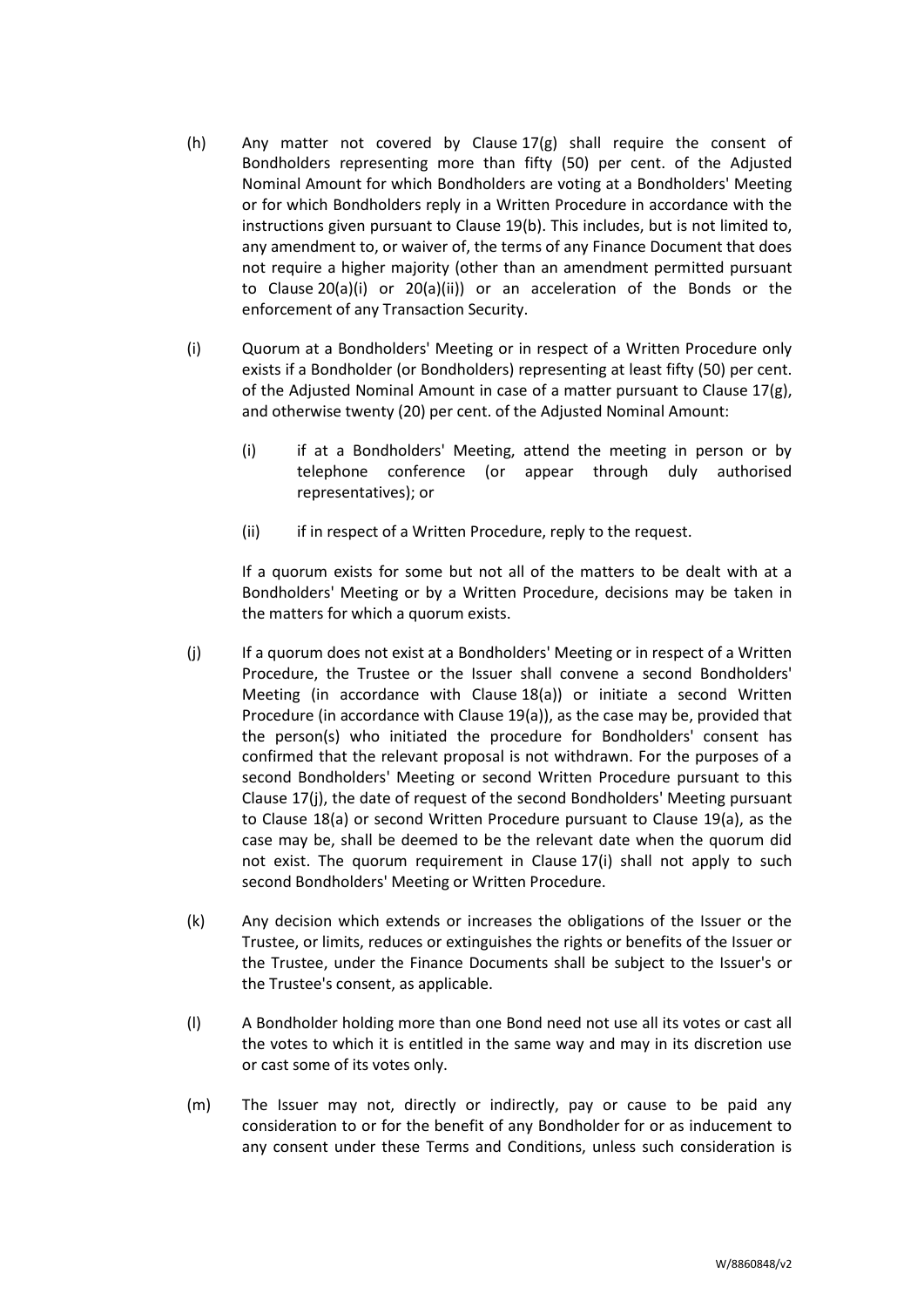(h) Any matter not covered by Clause 17(g) shall require the consent of Bondholders representing more than fifty (50) per cent. of the Adjusted Nominal Amount for which Bondholders are voting at a Bondholders' Meeting or for which Bondholders reply in a Written Procedure in accordance with the instructions given pursuant to Clause 19(b). This includes, but is not limited to, any amendment to, or waiver of, the terms of any Finance Document that does not require a higher majority (other than an amendment permitted pursuant to Clause 20(a)(i) or 20(a)(ii)) or an acceleration of the Bonds or the enforcement of any Transaction Security.

(i) Quorum at a Bondholders' Meeting or in respect of a Written Procedure only exists if a Bondholder (or Bondholders) representing at least fifty (50) per cent. of the Adjusted Nominal Amount in case of a matter pursuant to Clause 17(g), and otherwise twenty (20) per cent. of the Adjusted Nominal Amount:

  (i) if at a Bondholders' Meeting, attend the meeting in person or by telephone conference (or appear through duly authorised representatives); or

  (ii) if in respect of a Written Procedure, reply to the request.

  If a quorum exists for some but not all of the matters to be dealt with at a Bondholders' Meeting or by a Written Procedure, decisions may be taken in the matters for which a quorum exists.

(j) If a quorum does not exist at a Bondholders' Meeting or in respect of a Written Procedure, the Trustee or the Issuer shall convene a second Bondholders' Meeting (in accordance with Clause 18(a)) or initiate a second Written Procedure (in accordance with Clause 19(a)), as the case may be, provided that the person(s) who initiated the procedure for Bondholders' consent has confirmed that the relevant proposal is not withdrawn. For the purposes of a second Bondholders' Meeting or second Written Procedure pursuant to this Clause 17(j), the date of request of the second Bondholders' Meeting pursuant to Clause 18(a) or second Written Procedure pursuant to Clause 19(a), as the case may be, shall be deemed to be the relevant date when the quorum did not exist. The quorum requirement in Clause 17(i) shall not apply to such second Bondholders' Meeting or Written Procedure.

(k) Any decision which extends or increases the obligations of the Issuer or the Trustee, or limits, reduces or extinguishes the rights or benefits of the Issuer or the Trustee, under the Finance Documents shall be subject to the Issuer's or the Trustee's consent, as applicable.

(l) A Bondholder holding more than one Bond need not use all its votes or cast all the votes to which it is entitled in the same way and may in its discretion use or cast some of its votes only.

(m) The Issuer may not, directly or indirectly, pay or cause to be paid any consideration to or for the benefit of any Bondholder for or as inducement to any consent under these Terms and Conditions, unless such consideration is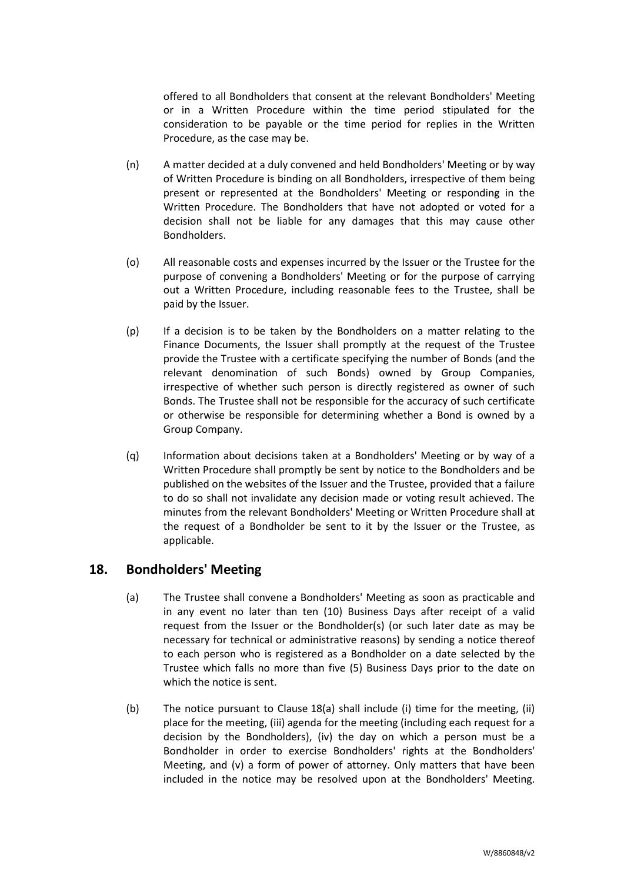offered to all Bondholders that consent at the relevant Bondholders' Meeting or in a Written Procedure within the time period stipulated for the consideration to be payable or the time period for replies in the Written Procedure, as the case may be.

(n) A matter decided at a duly convened and held Bondholders' Meeting or by way of Written Procedure is binding on all Bondholders, irrespective of them being present or represented at the Bondholders' Meeting or responding in the Written Procedure. The Bondholders that have not adopted or voted for a decision shall not be liable for any damages that this may cause other Bondholders.

(o) All reasonable costs and expenses incurred by the Issuer or the Trustee for the purpose of convening a Bondholders' Meeting or for the purpose of carrying out a Written Procedure, including reasonable fees to the Trustee, shall be paid by the Issuer.

(p) If a decision is to be taken by the Bondholders on a matter relating to the Finance Documents, the Issuer shall promptly at the request of the Trustee provide the Trustee with a certificate specifying the number of Bonds (and the relevant denomination of such Bonds) owned by Group Companies, irrespective of whether such person is directly registered as owner of such Bonds. The Trustee shall not be responsible for the accuracy of such certificate or otherwise be responsible for determining whether a Bond is owned by a Group Company.

(q) Information about decisions taken at a Bondholders' Meeting or by way of a Written Procedure shall promptly be sent by notice to the Bondholders and be published on the websites of the Issuer and the Trustee, provided that a failure to do so shall not invalidate any decision made or voting result achieved. The minutes from the relevant Bondholders' Meeting or Written Procedure shall at the request of a Bondholder be sent to it by the Issuer or the Trustee, as applicable.

## 18. Bondholders' Meeting

(a) The Trustee shall convene a Bondholders' Meeting as soon as practicable and in any event no later than ten (10) Business Days after receipt of a valid request from the Issuer or the Bondholder(s) (or such later date as may be necessary for technical or administrative reasons) by sending a notice thereof to each person who is registered as a Bondholder on a date selected by the Trustee which falls no more than five (5) Business Days prior to the date on which the notice is sent.

(b) The notice pursuant to Clause 18(a) shall include (i) time for the meeting, (ii) place for the meeting, (iii) agenda for the meeting (including each request for a decision by the Bondholders), (iv) the day on which a person must be a Bondholder in order to exercise Bondholders' rights at the Bondholders' Meeting, and (v) a form of power of attorney. Only matters that have been included in the notice may be resolved upon at the Bondholders' Meeting.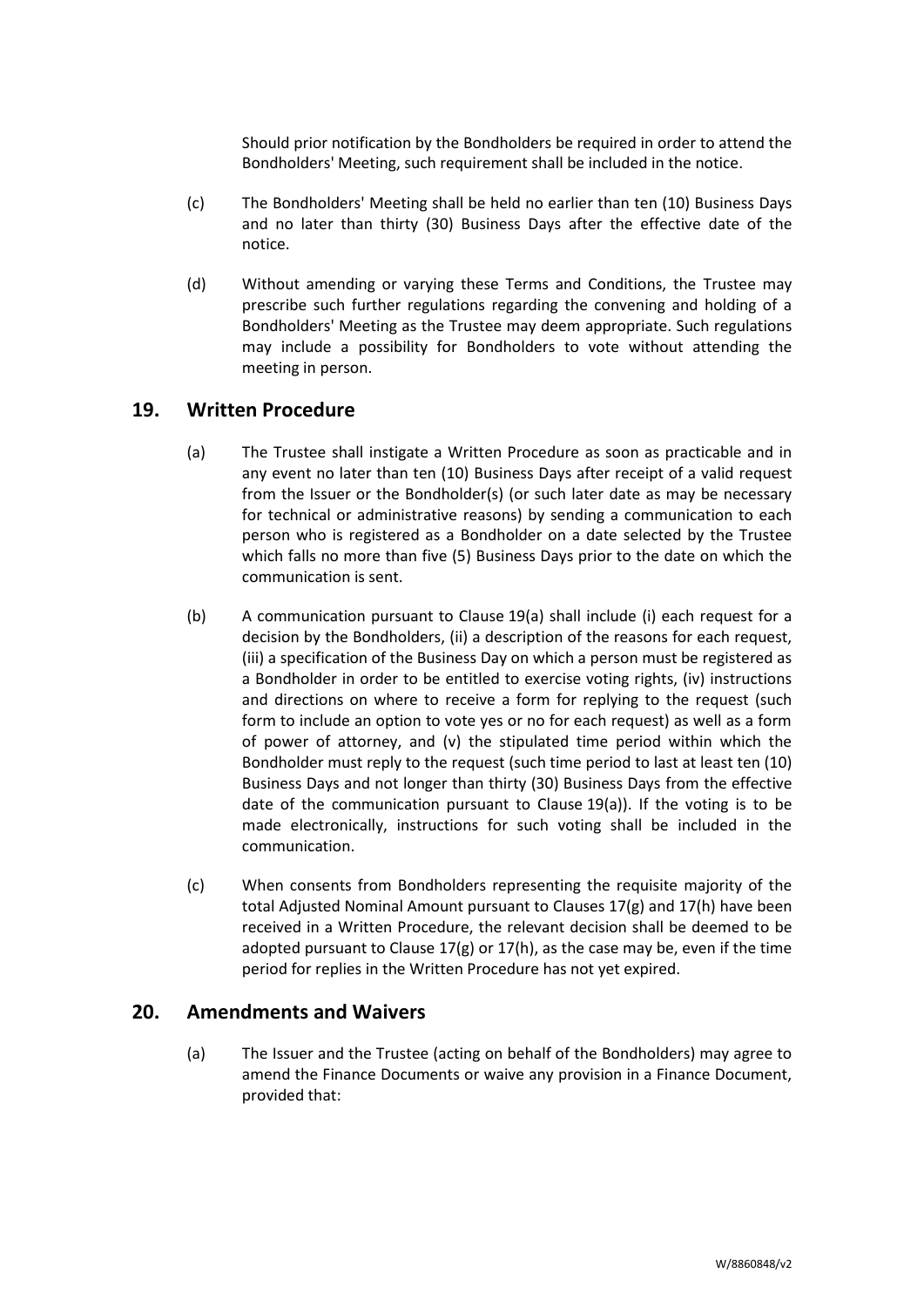Should prior notification by the Bondholders be required in order to attend the Bondholders' Meeting, such requirement shall be included in the notice.

(c) The Bondholders' Meeting shall be held no earlier than ten (10) Business Days and no later than thirty (30) Business Days after the effective date of the notice.

(d) Without amending or varying these Terms and Conditions, the Trustee may prescribe such further regulations regarding the convening and holding of a Bondholders' Meeting as the Trustee may deem appropriate. Such regulations may include a possibility for Bondholders to vote without attending the meeting in person.

## 19. Written Procedure

(a) The Trustee shall instigate a Written Procedure as soon as practicable and in any event no later than ten (10) Business Days after receipt of a valid request from the Issuer or the Bondholder(s) (or such later date as may be necessary for technical or administrative reasons) by sending a communication to each person who is registered as a Bondholder on a date selected by the Trustee which falls no more than five (5) Business Days prior to the date on which the communication is sent.

(b) A communication pursuant to Clause 19(a) shall include (i) each request for a decision by the Bondholders, (ii) a description of the reasons for each request, (iii) a specification of the Business Day on which a person must be registered as a Bondholder in order to be entitled to exercise voting rights, (iv) instructions and directions on where to receive a form for replying to the request (such form to include an option to vote yes or no for each request) as well as a form of power of attorney, and (v) the stipulated time period within which the Bondholder must reply to the request (such time period to last at least ten (10) Business Days and not longer than thirty (30) Business Days from the effective date of the communication pursuant to Clause 19(a)). If the voting is to be made electronically, instructions for such voting shall be included in the communication.

(c) When consents from Bondholders representing the requisite majority of the total Adjusted Nominal Amount pursuant to Clauses 17(g) and 17(h) have been received in a Written Procedure, the relevant decision shall be deemed to be adopted pursuant to Clause 17(g) or 17(h), as the case may be, even if the time period for replies in the Written Procedure has not yet expired.

## 20. Amendments and Waivers

(a) The Issuer and the Trustee (acting on behalf of the Bondholders) may agree to amend the Finance Documents or waive any provision in a Finance Document, provided that: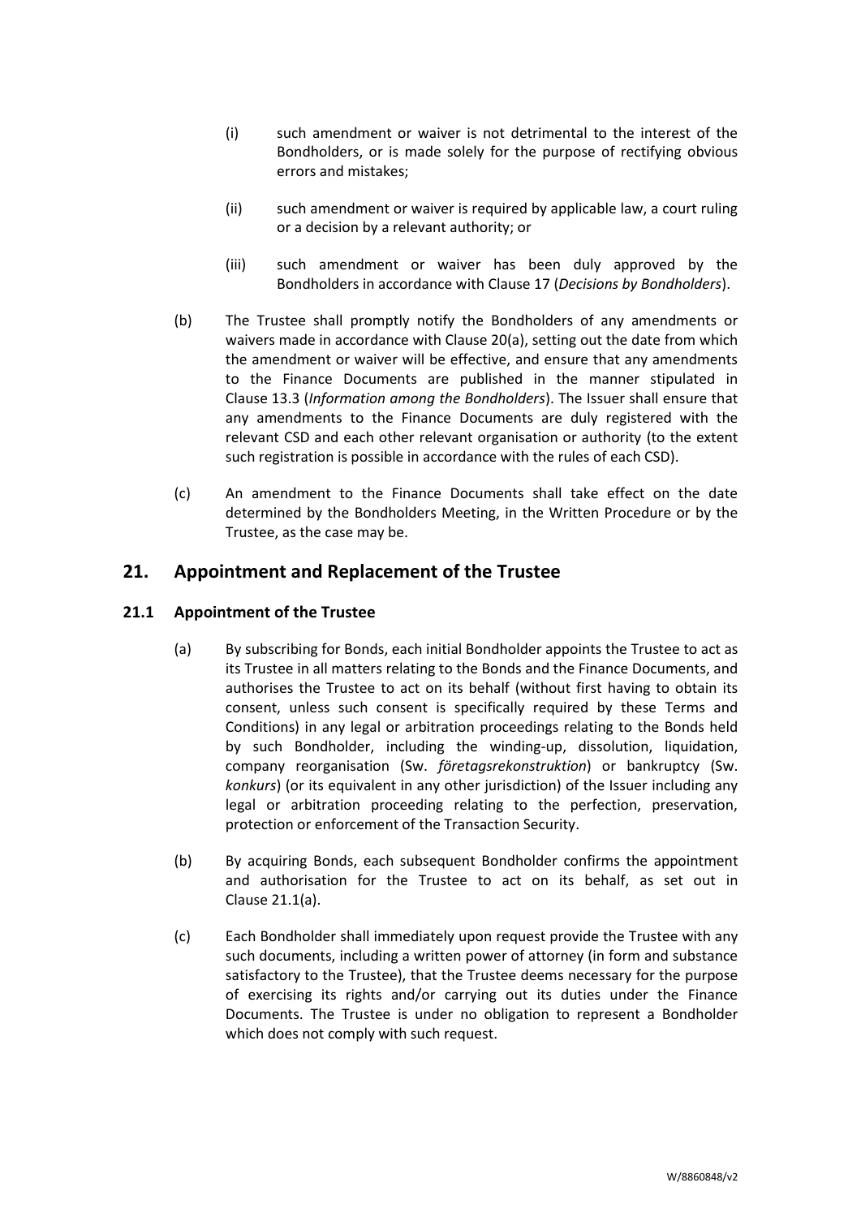(i) such amendment or waiver is not detrimental to the interest of the Bondholders, or is made solely for the purpose of rectifying obvious errors and mistakes;

(ii) such amendment or waiver is required by applicable law, a court ruling or a decision by a relevant authority; or

(iii) such amendment or waiver has been duly approved by the Bondholders in accordance with Clause 17 (*Decisions by Bondholders*).

(b) The Trustee shall promptly notify the Bondholders of any amendments or waivers made in accordance with Clause 20(a), setting out the date from which the amendment or waiver will be effective, and ensure that any amendments to the Finance Documents are published in the manner stipulated in Clause 13.3 (*Information among the Bondholders*). The Issuer shall ensure that any amendments to the Finance Documents are duly registered with the relevant CSD and each other relevant organisation or authority (to the extent such registration is possible in accordance with the rules of each CSD).

(c) An amendment to the Finance Documents shall take effect on the date determined by the Bondholders Meeting, in the Written Procedure or by the Trustee, as the case may be.

## 21. Appointment and Replacement of the Trustee

### 21.1 Appointment of the Trustee

(a) By subscribing for Bonds, each initial Bondholder appoints the Trustee to act as its Trustee in all matters relating to the Bonds and the Finance Documents, and authorises the Trustee to act on its behalf (without first having to obtain its consent, unless such consent is specifically required by these Terms and Conditions) in any legal or arbitration proceedings relating to the Bonds held by such Bondholder, including the winding-up, dissolution, liquidation, company reorganisation (Sw. *företagsrekonstruktion*) or bankruptcy (Sw. *konkurs*) (or its equivalent in any other jurisdiction) of the Issuer including any legal or arbitration proceeding relating to the perfection, preservation, protection or enforcement of the Transaction Security.

(b) By acquiring Bonds, each subsequent Bondholder confirms the appointment and authorisation for the Trustee to act on its behalf, as set out in Clause 21.1(a).

(c) Each Bondholder shall immediately upon request provide the Trustee with any such documents, including a written power of attorney (in form and substance satisfactory to the Trustee), that the Trustee deems necessary for the purpose of exercising its rights and/or carrying out its duties under the Finance Documents. The Trustee is under no obligation to represent a Bondholder which does not comply with such request.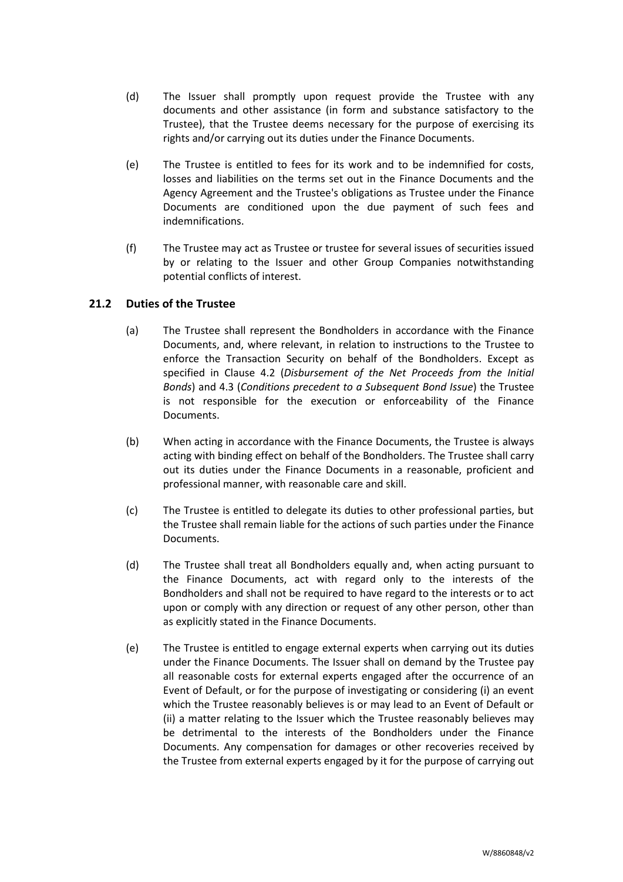(d) The Issuer shall promptly upon request provide the Trustee with any documents and other assistance (in form and substance satisfactory to the Trustee), that the Trustee deems necessary for the purpose of exercising its rights and/or carrying out its duties under the Finance Documents.

(e) The Trustee is entitled to fees for its work and to be indemnified for costs, losses and liabilities on the terms set out in the Finance Documents and the Agency Agreement and the Trustee's obligations as Trustee under the Finance Documents are conditioned upon the due payment of such fees and indemnifications.

(f) The Trustee may act as Trustee or trustee for several issues of securities issued by or relating to the Issuer and other Group Companies notwithstanding potential conflicts of interest.

## 21.2 Duties of the Trustee

(a) The Trustee shall represent the Bondholders in accordance with the Finance Documents, and, where relevant, in relation to instructions to the Trustee to enforce the Transaction Security on behalf of the Bondholders. Except as specified in Clause 4.2 (*Disbursement of the Net Proceeds from the Initial Bonds*) and 4.3 (*Conditions precedent to a Subsequent Bond Issue*) the Trustee is not responsible for the execution or enforceability of the Finance Documents.

(b) When acting in accordance with the Finance Documents, the Trustee is always acting with binding effect on behalf of the Bondholders. The Trustee shall carry out its duties under the Finance Documents in a reasonable, proficient and professional manner, with reasonable care and skill.

(c) The Trustee is entitled to delegate its duties to other professional parties, but the Trustee shall remain liable for the actions of such parties under the Finance Documents.

(d) The Trustee shall treat all Bondholders equally and, when acting pursuant to the Finance Documents, act with regard only to the interests of the Bondholders and shall not be required to have regard to the interests or to act upon or comply with any direction or request of any other person, other than as explicitly stated in the Finance Documents.

(e) The Trustee is entitled to engage external experts when carrying out its duties under the Finance Documents. The Issuer shall on demand by the Trustee pay all reasonable costs for external experts engaged after the occurrence of an Event of Default, or for the purpose of investigating or considering (i) an event which the Trustee reasonably believes is or may lead to an Event of Default or (ii) a matter relating to the Issuer which the Trustee reasonably believes may be detrimental to the interests of the Bondholders under the Finance Documents. Any compensation for damages or other recoveries received by the Trustee from external experts engaged by it for the purpose of carrying out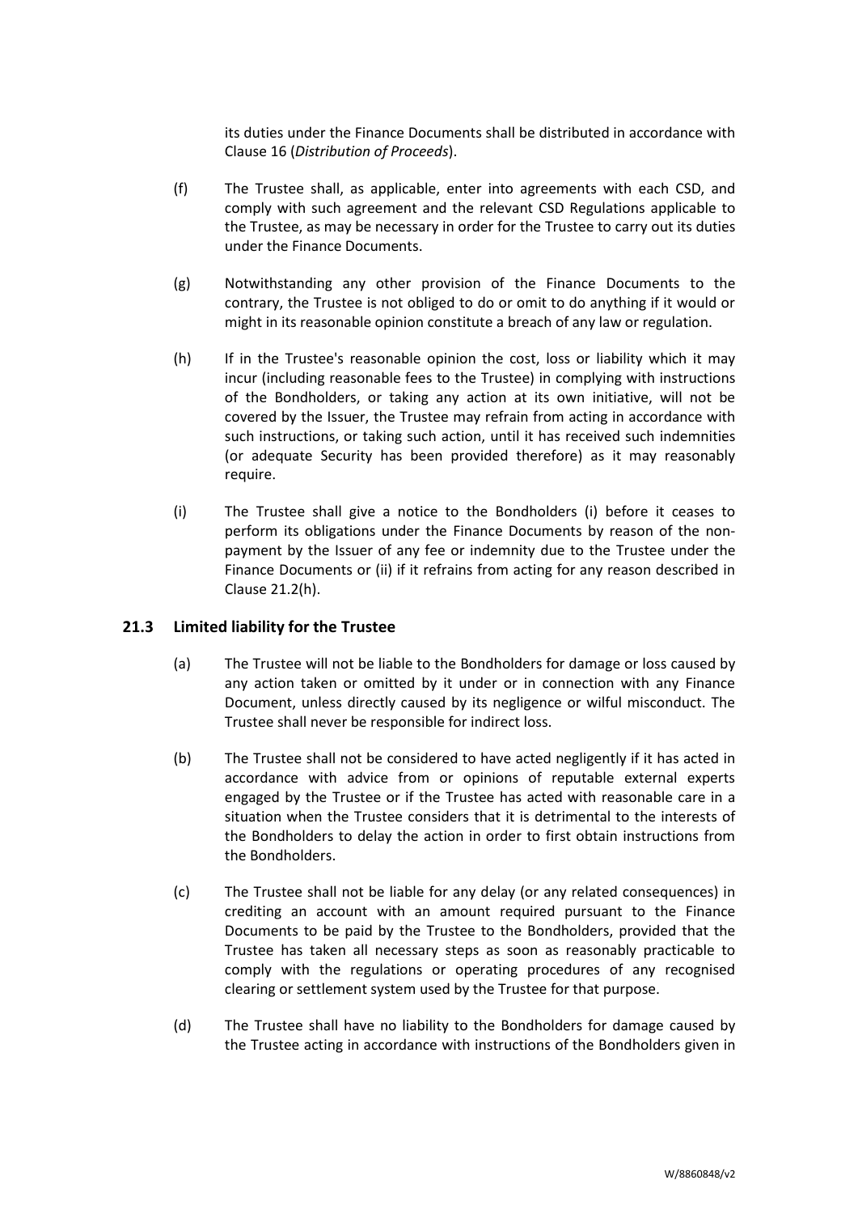its duties under the Finance Documents shall be distributed in accordance with Clause 16 (*Distribution of Proceeds*).

(f) The Trustee shall, as applicable, enter into agreements with each CSD, and comply with such agreement and the relevant CSD Regulations applicable to the Trustee, as may be necessary in order for the Trustee to carry out its duties under the Finance Documents.

(g) Notwithstanding any other provision of the Finance Documents to the contrary, the Trustee is not obliged to do or omit to do anything if it would or might in its reasonable opinion constitute a breach of any law or regulation.

(h) If in the Trustee's reasonable opinion the cost, loss or liability which it may incur (including reasonable fees to the Trustee) in complying with instructions of the Bondholders, or taking any action at its own initiative, will not be covered by the Issuer, the Trustee may refrain from acting in accordance with such instructions, or taking such action, until it has received such indemnities (or adequate Security has been provided therefore) as it may reasonably require.

(i) The Trustee shall give a notice to the Bondholders (i) before it ceases to perform its obligations under the Finance Documents by reason of the non-payment by the Issuer of any fee or indemnity due to the Trustee under the Finance Documents or (ii) if it refrains from acting for any reason described in Clause 21.2(h).

### 21.3 Limited liability for the Trustee

(a) The Trustee will not be liable to the Bondholders for damage or loss caused by any action taken or omitted by it under or in connection with any Finance Document, unless directly caused by its negligence or wilful misconduct. The Trustee shall never be responsible for indirect loss.

(b) The Trustee shall not be considered to have acted negligently if it has acted in accordance with advice from or opinions of reputable external experts engaged by the Trustee or if the Trustee has acted with reasonable care in a situation when the Trustee considers that it is detrimental to the interests of the Bondholders to delay the action in order to first obtain instructions from the Bondholders.

(c) The Trustee shall not be liable for any delay (or any related consequences) in crediting an account with an amount required pursuant to the Finance Documents to be paid by the Trustee to the Bondholders, provided that the Trustee has taken all necessary steps as soon as reasonably practicable to comply with the regulations or operating procedures of any recognised clearing or settlement system used by the Trustee for that purpose.

(d) The Trustee shall have no liability to the Bondholders for damage caused by the Trustee acting in accordance with instructions of the Bondholders given in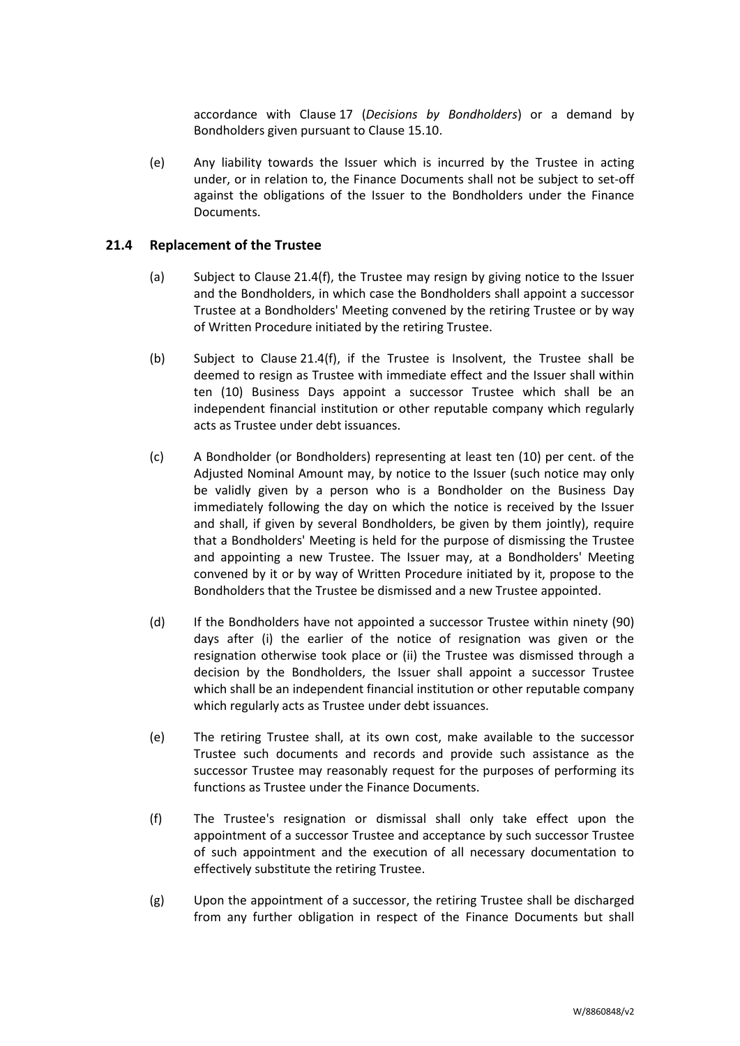accordance with Clause 17 (*Decisions by Bondholders*) or a demand by Bondholders given pursuant to Clause 15.10.

(e) Any liability towards the Issuer which is incurred by the Trustee in acting under, or in relation to, the Finance Documents shall not be subject to set-off against the obligations of the Issuer to the Bondholders under the Finance Documents.

### 21.4 Replacement of the Trustee

(a) Subject to Clause 21.4(f), the Trustee may resign by giving notice to the Issuer and the Bondholders, in which case the Bondholders shall appoint a successor Trustee at a Bondholders' Meeting convened by the retiring Trustee or by way of Written Procedure initiated by the retiring Trustee.

(b) Subject to Clause 21.4(f), if the Trustee is Insolvent, the Trustee shall be deemed to resign as Trustee with immediate effect and the Issuer shall within ten (10) Business Days appoint a successor Trustee which shall be an independent financial institution or other reputable company which regularly acts as Trustee under debt issuances.

(c) A Bondholder (or Bondholders) representing at least ten (10) per cent. of the Adjusted Nominal Amount may, by notice to the Issuer (such notice may only be validly given by a person who is a Bondholder on the Business Day immediately following the day on which the notice is received by the Issuer and shall, if given by several Bondholders, be given by them jointly), require that a Bondholders' Meeting is held for the purpose of dismissing the Trustee and appointing a new Trustee. The Issuer may, at a Bondholders' Meeting convened by it or by way of Written Procedure initiated by it, propose to the Bondholders that the Trustee be dismissed and a new Trustee appointed.

(d) If the Bondholders have not appointed a successor Trustee within ninety (90) days after (i) the earlier of the notice of resignation was given or the resignation otherwise took place or (ii) the Trustee was dismissed through a decision by the Bondholders, the Issuer shall appoint a successor Trustee which shall be an independent financial institution or other reputable company which regularly acts as Trustee under debt issuances.

(e) The retiring Trustee shall, at its own cost, make available to the successor Trustee such documents and records and provide such assistance as the successor Trustee may reasonably request for the purposes of performing its functions as Trustee under the Finance Documents.

(f) The Trustee's resignation or dismissal shall only take effect upon the appointment of a successor Trustee and acceptance by such successor Trustee of such appointment and the execution of all necessary documentation to effectively substitute the retiring Trustee.

(g) Upon the appointment of a successor, the retiring Trustee shall be discharged from any further obligation in respect of the Finance Documents but shall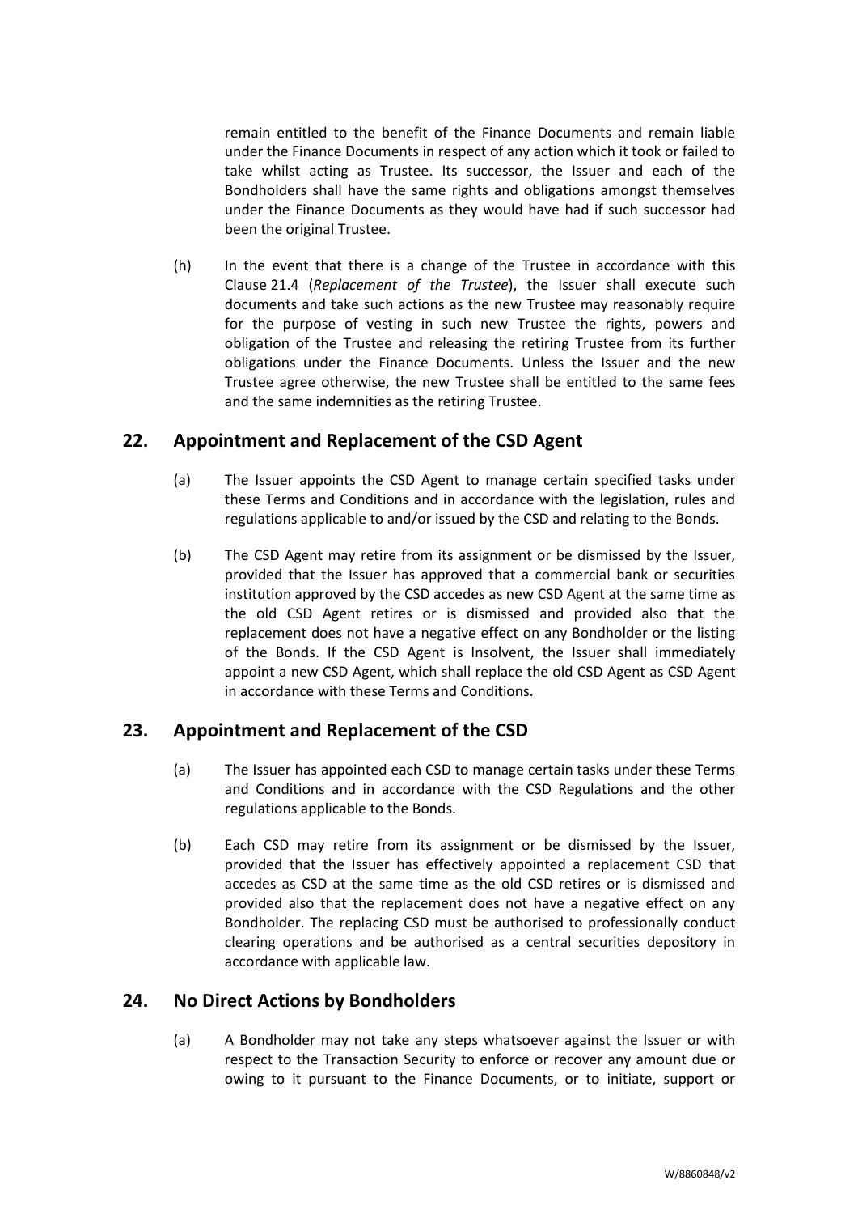remain entitled to the benefit of the Finance Documents and remain liable under the Finance Documents in respect of any action which it took or failed to take whilst acting as Trustee. Its successor, the Issuer and each of the Bondholders shall have the same rights and obligations amongst themselves under the Finance Documents as they would have had if such successor had been the original Trustee.

(h) In the event that there is a change of the Trustee in accordance with this Clause 21.4 (*Replacement of the Trustee*), the Issuer shall execute such documents and take such actions as the new Trustee may reasonably require for the purpose of vesting in such new Trustee the rights, powers and obligation of the Trustee and releasing the retiring Trustee from its further obligations under the Finance Documents. Unless the Issuer and the new Trustee agree otherwise, the new Trustee shall be entitled to the same fees and the same indemnities as the retiring Trustee.

## 22. Appointment and Replacement of the CSD Agent

(a) The Issuer appoints the CSD Agent to manage certain specified tasks under these Terms and Conditions and in accordance with the legislation, rules and regulations applicable to and/or issued by the CSD and relating to the Bonds.

(b) The CSD Agent may retire from its assignment or be dismissed by the Issuer, provided that the Issuer has approved that a commercial bank or securities institution approved by the CSD accedes as new CSD Agent at the same time as the old CSD Agent retires or is dismissed and provided also that the replacement does not have a negative effect on any Bondholder or the listing of the Bonds. If the CSD Agent is Insolvent, the Issuer shall immediately appoint a new CSD Agent, which shall replace the old CSD Agent as CSD Agent in accordance with these Terms and Conditions.

## 23. Appointment and Replacement of the CSD

(a) The Issuer has appointed each CSD to manage certain tasks under these Terms and Conditions and in accordance with the CSD Regulations and the other regulations applicable to the Bonds.

(b) Each CSD may retire from its assignment or be dismissed by the Issuer, provided that the Issuer has effectively appointed a replacement CSD that accedes as CSD at the same time as the old CSD retires or is dismissed and provided also that the replacement does not have a negative effect on any Bondholder. The replacing CSD must be authorised to professionally conduct clearing operations and be authorised as a central securities depository in accordance with applicable law.

## 24. No Direct Actions by Bondholders

(a) A Bondholder may not take any steps whatsoever against the Issuer or with respect to the Transaction Security to enforce or recover any amount due or owing to it pursuant to the Finance Documents, or to initiate, support or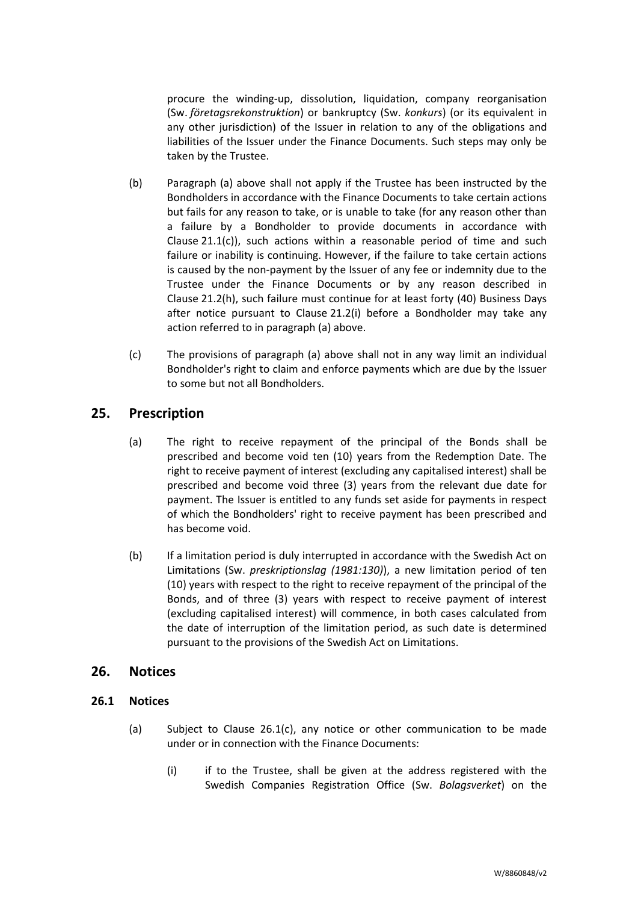procure the winding-up, dissolution, liquidation, company reorganisation (Sw. *företagsrekonstruktion*) or bankruptcy (Sw. *konkurs*) (or its equivalent in any other jurisdiction) of the Issuer in relation to any of the obligations and liabilities of the Issuer under the Finance Documents. Such steps may only be taken by the Trustee.

(b) Paragraph (a) above shall not apply if the Trustee has been instructed by the Bondholders in accordance with the Finance Documents to take certain actions but fails for any reason to take, or is unable to take (for any reason other than a failure by a Bondholder to provide documents in accordance with Clause 21.1(c)), such actions within a reasonable period of time and such failure or inability is continuing. However, if the failure to take certain actions is caused by the non-payment by the Issuer of any fee or indemnity due to the Trustee under the Finance Documents or by any reason described in Clause 21.2(h), such failure must continue for at least forty (40) Business Days after notice pursuant to Clause 21.2(i) before a Bondholder may take any action referred to in paragraph (a) above.

(c) The provisions of paragraph (a) above shall not in any way limit an individual Bondholder's right to claim and enforce payments which are due by the Issuer to some but not all Bondholders.

## 25. Prescription

(a) The right to receive repayment of the principal of the Bonds shall be prescribed and become void ten (10) years from the Redemption Date. The right to receive payment of interest (excluding any capitalised interest) shall be prescribed and become void three (3) years from the relevant due date for payment. The Issuer is entitled to any funds set aside for payments in respect of which the Bondholders' right to receive payment has been prescribed and has become void.

(b) If a limitation period is duly interrupted in accordance with the Swedish Act on Limitations (Sw. *preskriptionslag (1981:130)*), a new limitation period of ten (10) years with respect to the right to receive repayment of the principal of the Bonds, and of three (3) years with respect to receive payment of interest (excluding capitalised interest) will commence, in both cases calculated from the date of interruption of the limitation period, as such date is determined pursuant to the provisions of the Swedish Act on Limitations.

## 26. Notices

### 26.1 Notices

(a) Subject to Clause 26.1(c), any notice or other communication to be made under or in connection with the Finance Documents:

(i) if to the Trustee, shall be given at the address registered with the Swedish Companies Registration Office (Sw. *Bolagsverket*) on the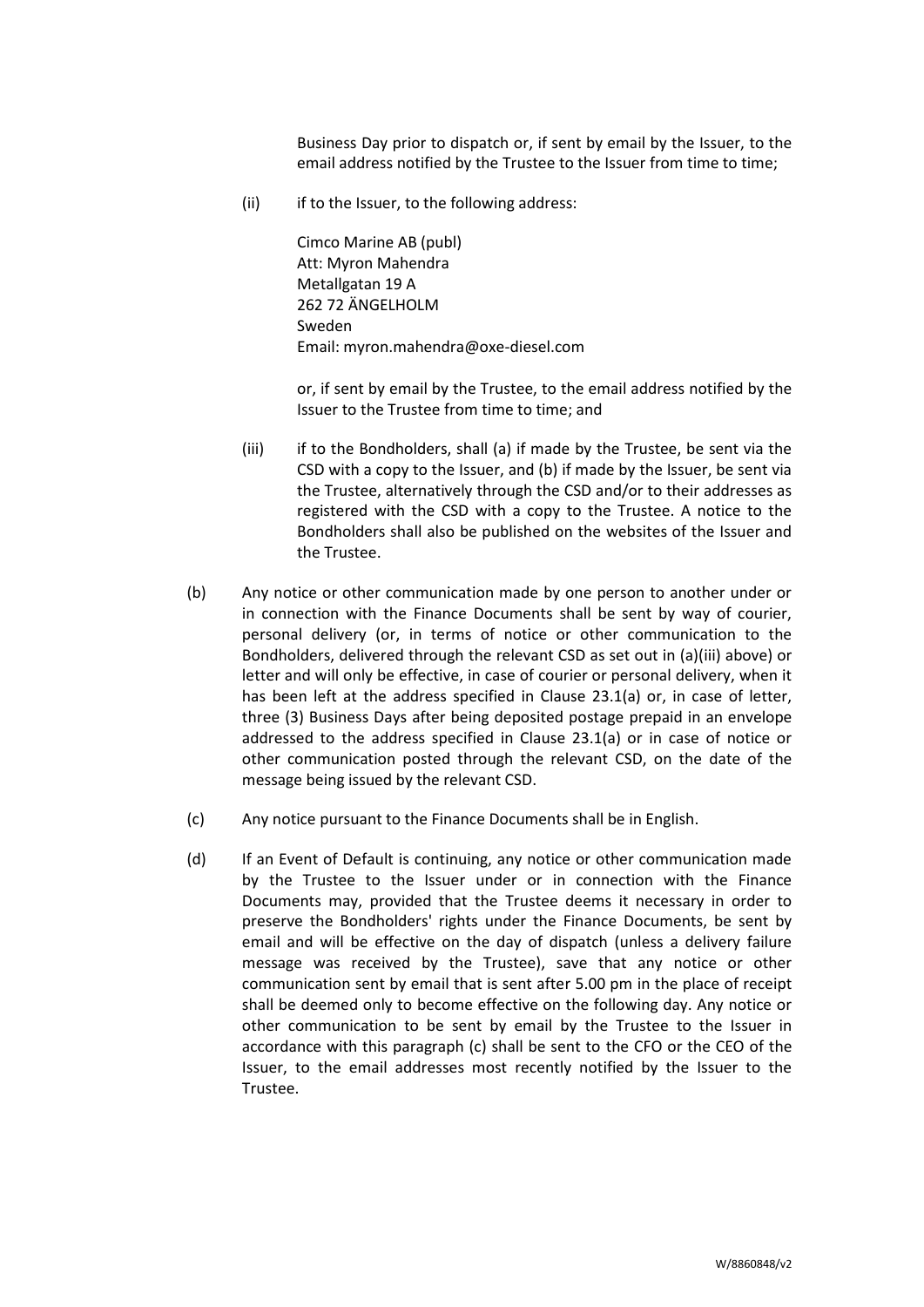Business Day prior to dispatch or, if sent by email by the Issuer, to the email address notified by the Trustee to the Issuer from time to time;

(ii) if to the Issuer, to the following address:

Cimco Marine AB (publ)
Att: Myron Mahendra
Metallgatan 19 A
262 72 ÄNGELHOLM
Sweden
Email: myron.mahendra@oxe-diesel.com

or, if sent by email by the Trustee, to the email address notified by the Issuer to the Trustee from time to time; and

(iii) if to the Bondholders, shall (a) if made by the Trustee, be sent via the CSD with a copy to the Issuer, and (b) if made by the Issuer, be sent via the Trustee, alternatively through the CSD and/or to their addresses as registered with the CSD with a copy to the Trustee. A notice to the Bondholders shall also be published on the websites of the Issuer and the Trustee.

(b) Any notice or other communication made by one person to another under or in connection with the Finance Documents shall be sent by way of courier, personal delivery (or, in terms of notice or other communication to the Bondholders, delivered through the relevant CSD as set out in (a)(iii) above) or letter and will only be effective, in case of courier or personal delivery, when it has been left at the address specified in Clause 23.1(a) or, in case of letter, three (3) Business Days after being deposited postage prepaid in an envelope addressed to the address specified in Clause 23.1(a) or in case of notice or other communication posted through the relevant CSD, on the date of the message being issued by the relevant CSD.

(c) Any notice pursuant to the Finance Documents shall be in English.

(d) If an Event of Default is continuing, any notice or other communication made by the Trustee to the Issuer under or in connection with the Finance Documents may, provided that the Trustee deems it necessary in order to preserve the Bondholders' rights under the Finance Documents, be sent by email and will be effective on the day of dispatch (unless a delivery failure message was received by the Trustee), save that any notice or other communication sent by email that is sent after 5.00 pm in the place of receipt shall be deemed only to become effective on the following day. Any notice or other communication to be sent by email by the Trustee to the Issuer in accordance with this paragraph (c) shall be sent to the CFO or the CEO of the Issuer, to the email addresses most recently notified by the Issuer to the Trustee.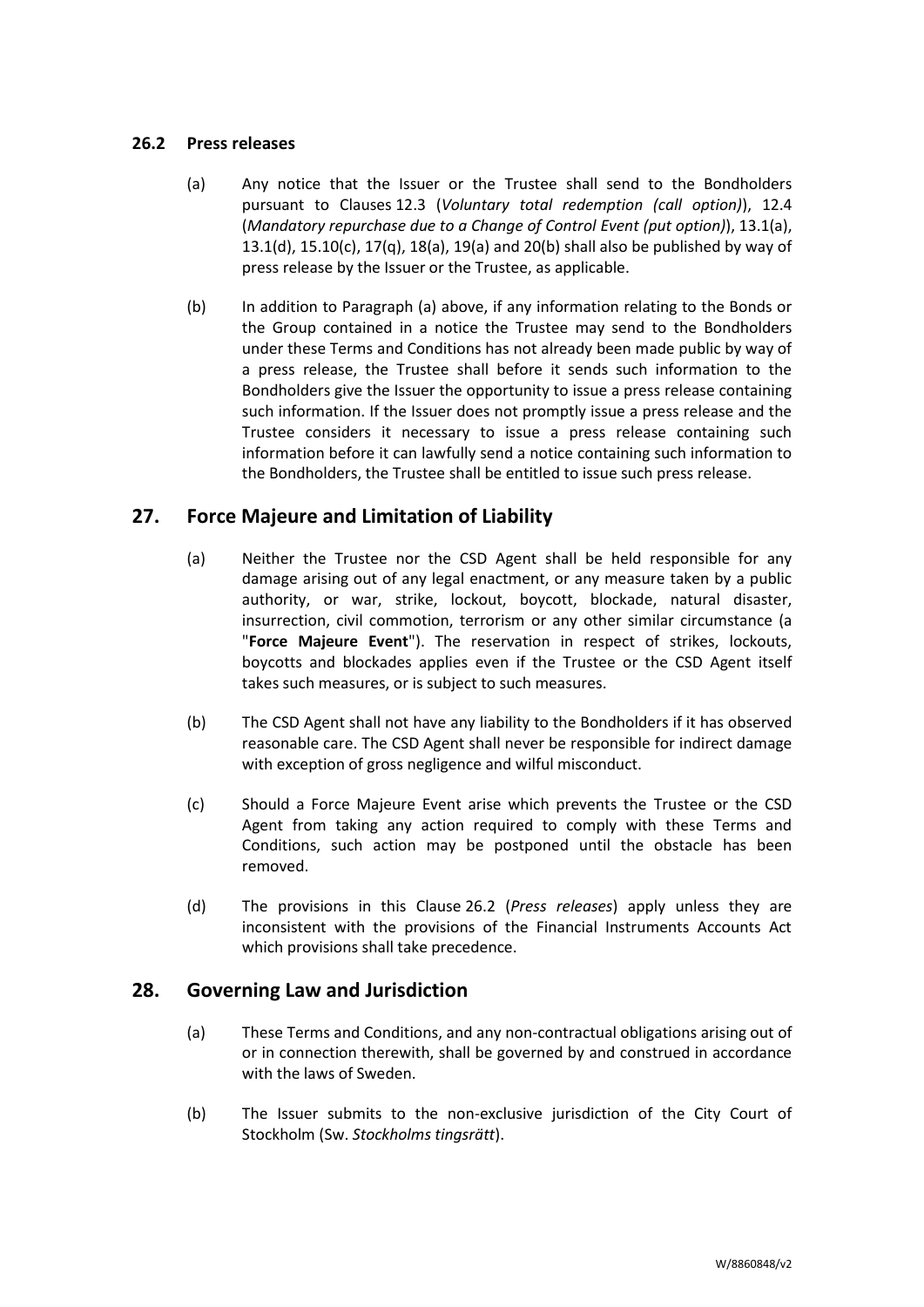### 26.2 Press releases

(a) Any notice that the Issuer or the Trustee shall send to the Bondholders pursuant to Clauses 12.3 (*Voluntary total redemption (call option)*), 12.4 (*Mandatory repurchase due to a Change of Control Event (put option)*), 13.1(a), 13.1(d), 15.10(c), 17(q), 18(a), 19(a) and 20(b) shall also be published by way of press release by the Issuer or the Trustee, as applicable.

(b) In addition to Paragraph (a) above, if any information relating to the Bonds or the Group contained in a notice the Trustee may send to the Bondholders under these Terms and Conditions has not already been made public by way of a press release, the Trustee shall before it sends such information to the Bondholders give the Issuer the opportunity to issue a press release containing such information. If the Issuer does not promptly issue a press release and the Trustee considers it necessary to issue a press release containing such information before it can lawfully send a notice containing such information to the Bondholders, the Trustee shall be entitled to issue such press release.

## 27. Force Majeure and Limitation of Liability

(a) Neither the Trustee nor the CSD Agent shall be held responsible for any damage arising out of any legal enactment, or any measure taken by a public authority, or war, strike, lockout, boycott, blockade, natural disaster, insurrection, civil commotion, terrorism or any other similar circumstance (a "**Force Majeure Event**"). The reservation in respect of strikes, lockouts, boycotts and blockades applies even if the Trustee or the CSD Agent itself takes such measures, or is subject to such measures.

(b) The CSD Agent shall not have any liability to the Bondholders if it has observed reasonable care. The CSD Agent shall never be responsible for indirect damage with exception of gross negligence and wilful misconduct.

(c) Should a Force Majeure Event arise which prevents the Trustee or the CSD Agent from taking any action required to comply with these Terms and Conditions, such action may be postponed until the obstacle has been removed.

(d) The provisions in this Clause 26.2 (*Press releases*) apply unless they are inconsistent with the provisions of the Financial Instruments Accounts Act which provisions shall take precedence.

## 28. Governing Law and Jurisdiction

(a) These Terms and Conditions, and any non-contractual obligations arising out of or in connection therewith, shall be governed by and construed in accordance with the laws of Sweden.

(b) The Issuer submits to the non-exclusive jurisdiction of the City Court of Stockholm (Sw. *Stockholms tingsrätt*).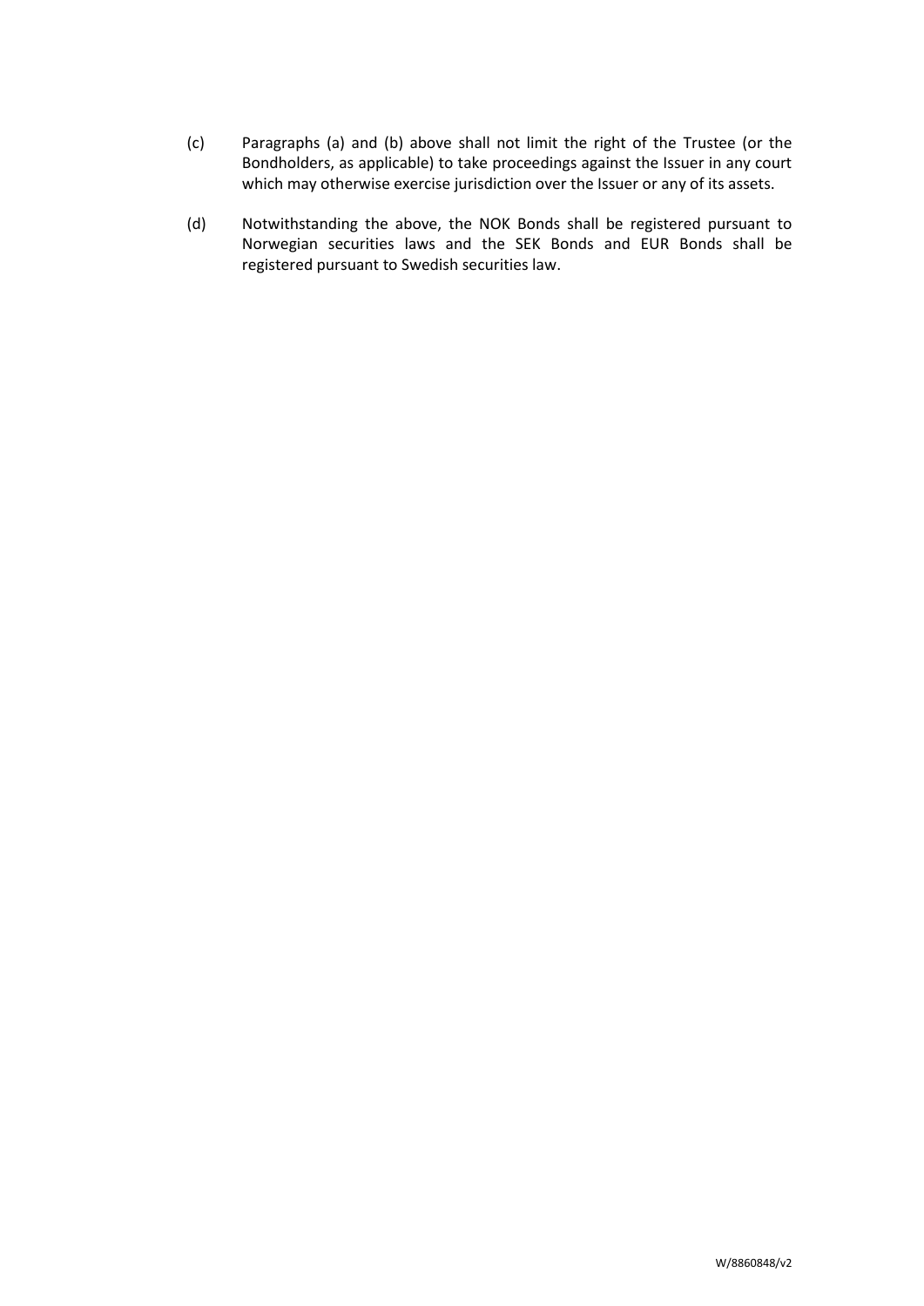(c) Paragraphs (a) and (b) above shall not limit the right of the Trustee (or the Bondholders, as applicable) to take proceedings against the Issuer in any court which may otherwise exercise jurisdiction over the Issuer or any of its assets.

(d) Notwithstanding the above, the NOK Bonds shall be registered pursuant to Norwegian securities laws and the SEK Bonds and EUR Bonds shall be registered pursuant to Swedish securities law.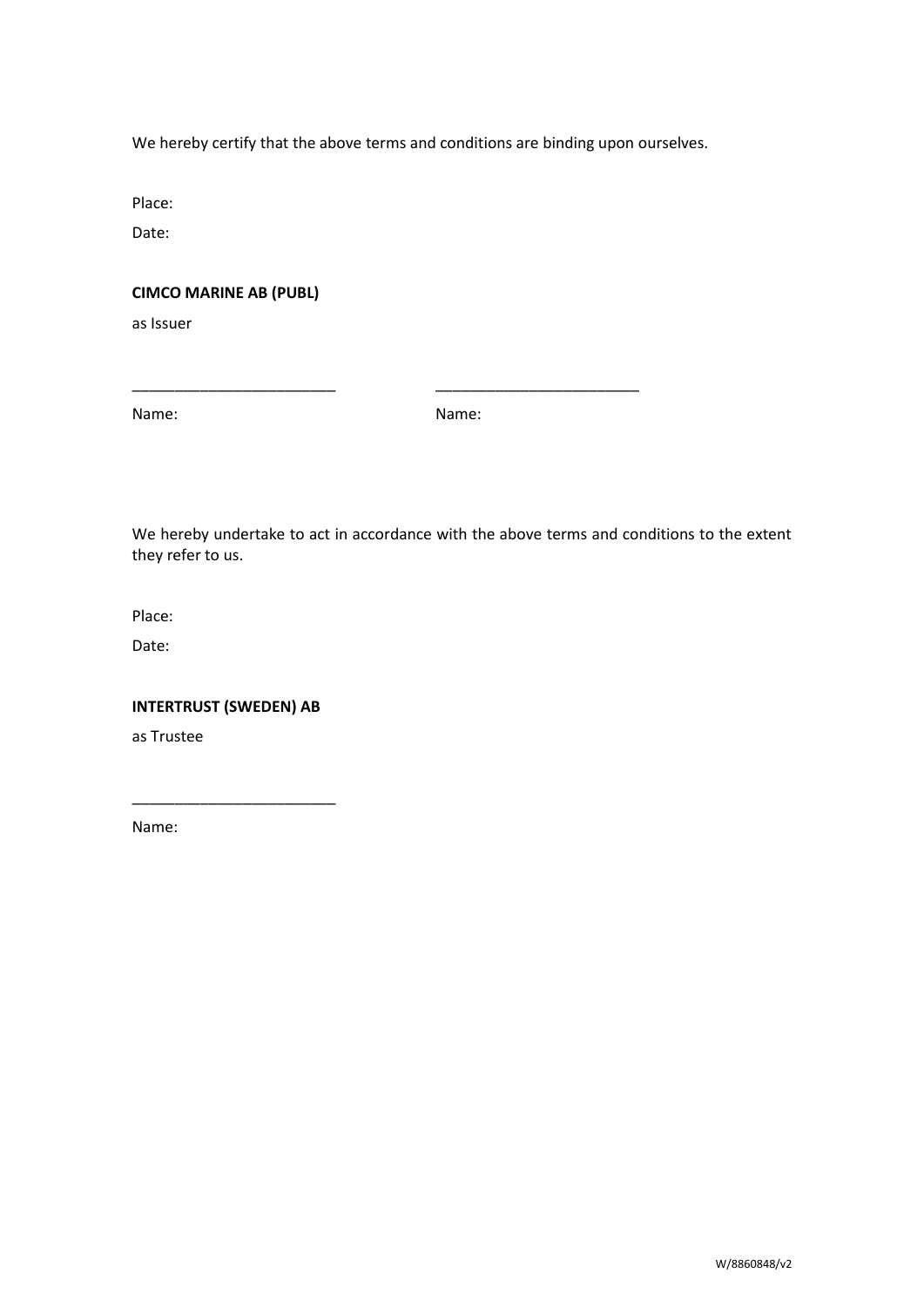We hereby certify that the above terms and conditions are binding upon ourselves.

Place:

Date:

**CIMCO MARINE AB (PUBL)**

as Issuer

_________________________ _________________________

Name: Name:

We hereby undertake to act in accordance with the above terms and conditions to the extent they refer to us.

Place:

Date:

**INTERTRUST (SWEDEN) AB**

as Trustee

_________________________

Name:

W/8860848/v2